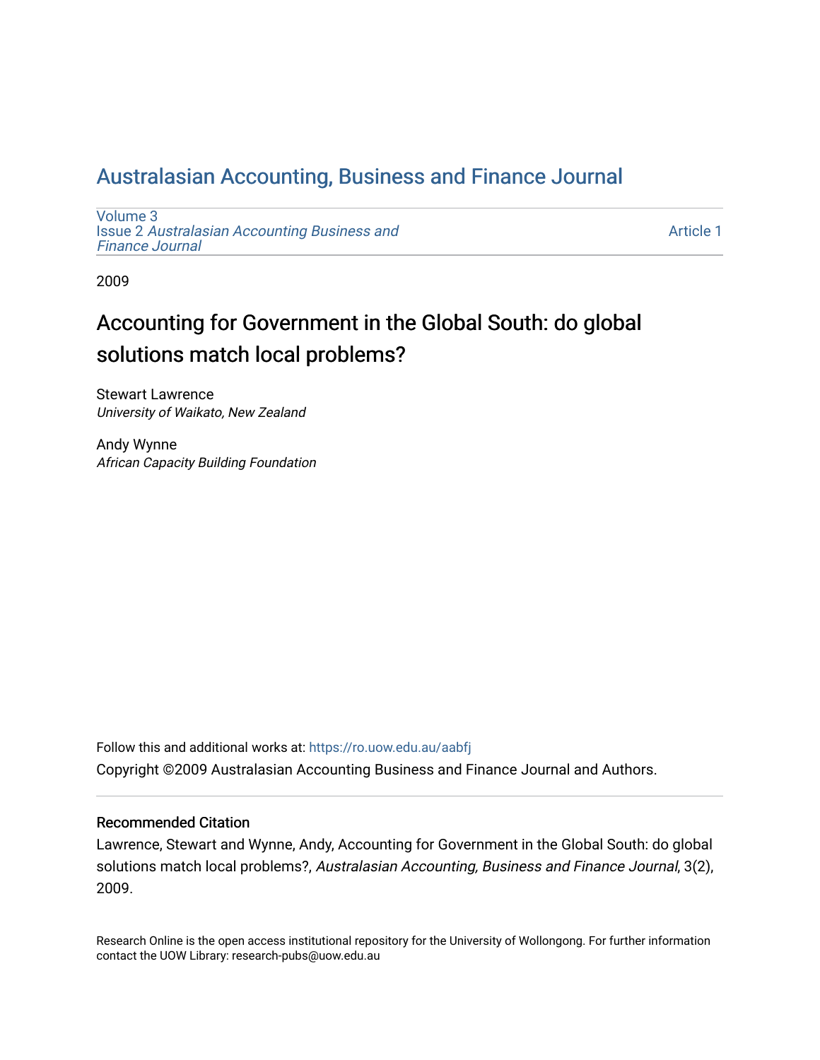# Australasian Accounting, Business and Finance Journal

Volume 3
Issue 2 *Australasian Accounting Business and Finance Journal*

Article 1

2009

## Accounting for Government in the Global South: do global solutions match local problems?

Stewart Lawrence
*University of Waikato, New Zealand*

Andy Wynne
*African Capacity Building Foundation*

Follow this and additional works at: https://ro.uow.edu.au/aabfj

Copyright ©2009 Australasian Accounting Business and Finance Journal and Authors.

### Recommended Citation

Lawrence, Stewart and Wynne, Andy, Accounting for Government in the Global South: do global solutions match local problems?, *Australasian Accounting, Business and Finance Journal*, 3(2), 2009.

Research Online is the open access institutional repository for the University of Wollongong. For further information contact the UOW Library: research-pubs@uow.edu.au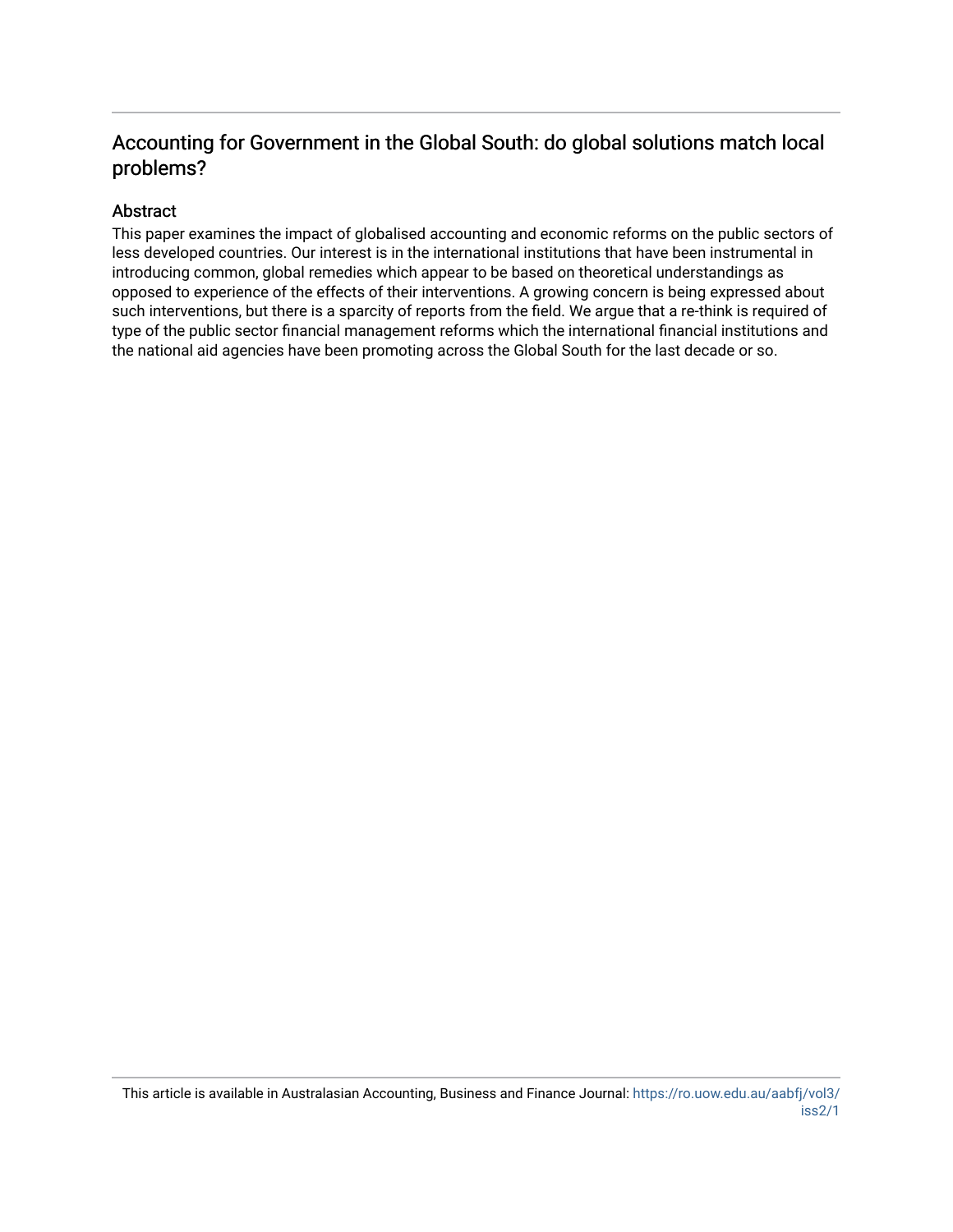# Accounting for Government in the Global South: do global solutions match local problems?

## Abstract

This paper examines the impact of globalised accounting and economic reforms on the public sectors of less developed countries. Our interest is in the international institutions that have been instrumental in introducing common, global remedies which appear to be based on theoretical understandings as opposed to experience of the effects of their interventions. A growing concern is being expressed about such interventions, but there is a sparcity of reports from the field. We argue that a re-think is required of type of the public sector financial management reforms which the international financial institutions and the national aid agencies have been promoting across the Global South for the last decade or so.

This article is available in Australasian Accounting, Business and Finance Journal: https://ro.uow.edu.au/aabfj/vol3/iss2/1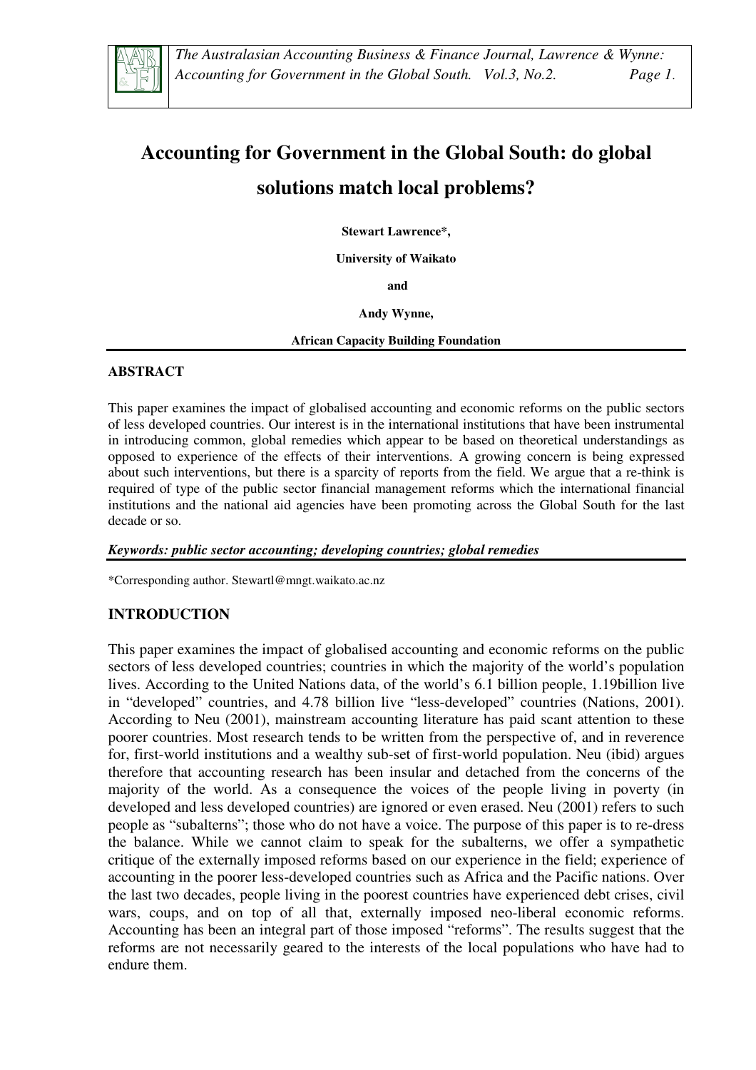# Accounting for Government in the Global South: do global solutions match local problems?

**Stewart Lawrence\*,**

**University of Waikato**

**and**

**Andy Wynne,**

**African Capacity Building Foundation**

## ABSTRACT

This paper examines the impact of globalised accounting and economic reforms on the public sectors of less developed countries. Our interest is in the international institutions that have been instrumental in introducing common, global remedies which appear to be based on theoretical understandings as opposed to experience of the effects of their interventions. A growing concern is being expressed about such interventions, but there is a sparcity of reports from the field. We argue that a re-think is required of type of the public sector financial management reforms which the international financial institutions and the national aid agencies have been promoting across the Global South for the last decade or so.

***Keywords: public sector accounting; developing countries; global remedies***

\*Corresponding author. Stewartl@mngt.waikato.ac.nz

## INTRODUCTION

This paper examines the impact of globalised accounting and economic reforms on the public sectors of less developed countries; countries in which the majority of the world's population lives. According to the United Nations data, of the world's 6.1 billion people, 1.19billion live in "developed" countries, and 4.78 billion live "less-developed" countries (Nations, 2001). According to Neu (2001), mainstream accounting literature has paid scant attention to these poorer countries. Most research tends to be written from the perspective of, and in reverence for, first-world institutions and a wealthy sub-set of first-world population. Neu (ibid) argues therefore that accounting research has been insular and detached from the concerns of the majority of the world. As a consequence the voices of the people living in poverty (in developed and less developed countries) are ignored or even erased. Neu (2001) refers to such people as "subalterns"; those who do not have a voice. The purpose of this paper is to re-dress the balance. While we cannot claim to speak for the subalterns, we offer a sympathetic critique of the externally imposed reforms based on our experience in the field; experience of accounting in the poorer less-developed countries such as Africa and the Pacific nations. Over the last two decades, people living in the poorest countries have experienced debt crises, civil wars, coups, and on top of all that, externally imposed neo-liberal economic reforms. Accounting has been an integral part of those imposed "reforms". The results suggest that the reforms are not necessarily geared to the interests of the local populations who have had to endure them.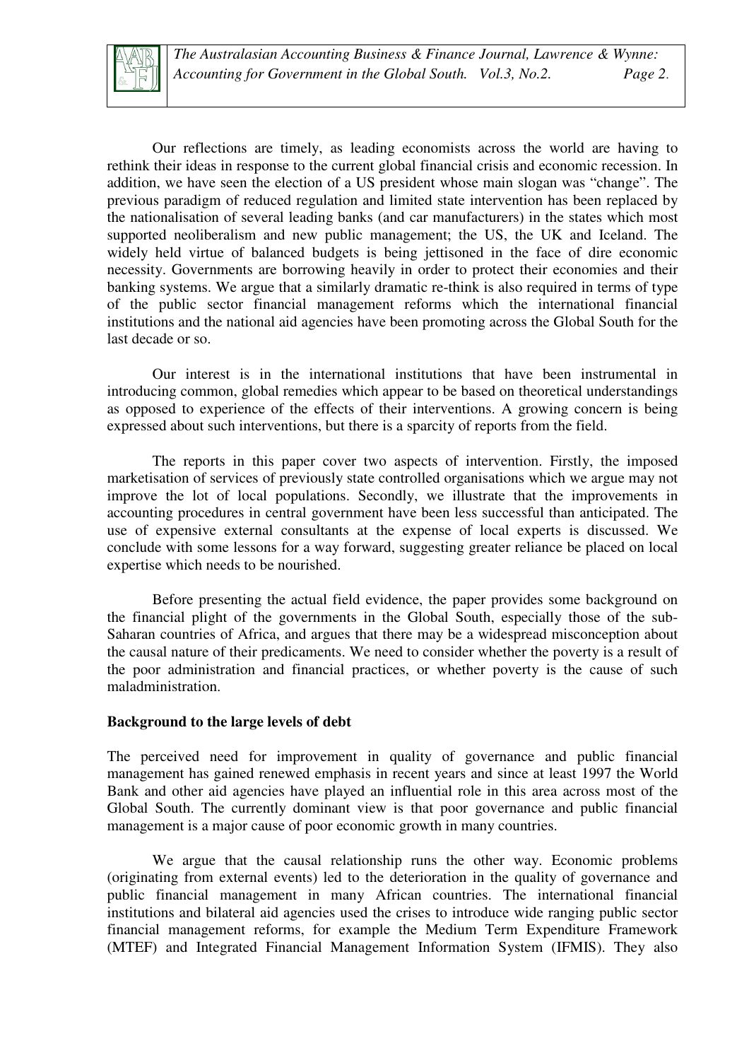Our reflections are timely, as leading economists across the world are having to rethink their ideas in response to the current global financial crisis and economic recession. In addition, we have seen the election of a US president whose main slogan was "change". The previous paradigm of reduced regulation and limited state intervention has been replaced by the nationalisation of several leading banks (and car manufacturers) in the states which most supported neoliberalism and new public management; the US, the UK and Iceland. The widely held virtue of balanced budgets is being jettisoned in the face of dire economic necessity. Governments are borrowing heavily in order to protect their economies and their banking systems. We argue that a similarly dramatic re-think is also required in terms of type of the public sector financial management reforms which the international financial institutions and the national aid agencies have been promoting across the Global South for the last decade or so.

Our interest is in the international institutions that have been instrumental in introducing common, global remedies which appear to be based on theoretical understandings as opposed to experience of the effects of their interventions. A growing concern is being expressed about such interventions, but there is a sparcity of reports from the field.

The reports in this paper cover two aspects of intervention. Firstly, the imposed marketisation of services of previously state controlled organisations which we argue may not improve the lot of local populations. Secondly, we illustrate that the improvements in accounting procedures in central government have been less successful than anticipated. The use of expensive external consultants at the expense of local experts is discussed. We conclude with some lessons for a way forward, suggesting greater reliance be placed on local expertise which needs to be nourished.

Before presenting the actual field evidence, the paper provides some background on the financial plight of the governments in the Global South, especially those of the sub-Saharan countries of Africa, and argues that there may be a widespread misconception about the causal nature of their predicaments. We need to consider whether the poverty is a result of the poor administration and financial practices, or whether poverty is the cause of such maladministration.

## Background to the large levels of debt

The perceived need for improvement in quality of governance and public financial management has gained renewed emphasis in recent years and since at least 1997 the World Bank and other aid agencies have played an influential role in this area across most of the Global South. The currently dominant view is that poor governance and public financial management is a major cause of poor economic growth in many countries.

We argue that the causal relationship runs the other way. Economic problems (originating from external events) led to the deterioration in the quality of governance and public financial management in many African countries. The international financial institutions and bilateral aid agencies used the crises to introduce wide ranging public sector financial management reforms, for example the Medium Term Expenditure Framework (MTEF) and Integrated Financial Management Information System (IFMIS). They also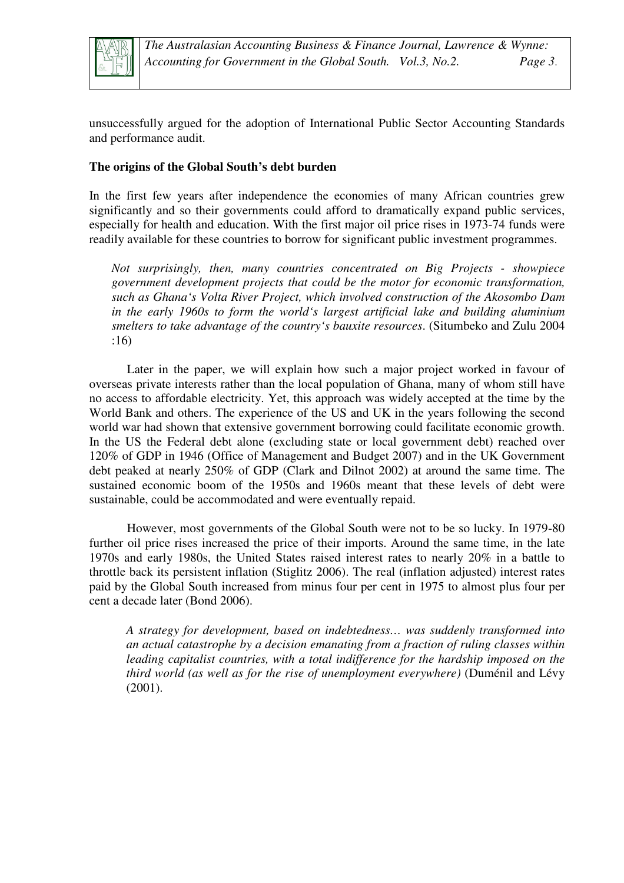unsuccessfully argued for the adoption of International Public Sector Accounting Standards and performance audit.

**The origins of the Global South's debt burden**

In the first few years after independence the economies of many African countries grew significantly and so their governments could afford to dramatically expand public services, especially for health and education. With the first major oil price rises in 1973-74 funds were readily available for these countries to borrow for significant public investment programmes.

> *Not surprisingly, then, many countries concentrated on Big Projects - showpiece government development projects that could be the motor for economic transformation, such as Ghana's Volta River Project, which involved construction of the Akosombo Dam in the early 1960s to form the world's largest artificial lake and building aluminium smelters to take advantage of the country's bauxite resources.* (Situmbeko and Zulu 2004 :16)

Later in the paper, we will explain how such a major project worked in favour of overseas private interests rather than the local population of Ghana, many of whom still have no access to affordable electricity. Yet, this approach was widely accepted at the time by the World Bank and others. The experience of the US and UK in the years following the second world war had shown that extensive government borrowing could facilitate economic growth. In the US the Federal debt alone (excluding state or local government debt) reached over 120% of GDP in 1946 (Office of Management and Budget 2007) and in the UK Government debt peaked at nearly 250% of GDP (Clark and Dilnot 2002) at around the same time. The sustained economic boom of the 1950s and 1960s meant that these levels of debt were sustainable, could be accommodated and were eventually repaid.

However, most governments of the Global South were not to be so lucky. In 1979-80 further oil price rises increased the price of their imports. Around the same time, in the late 1970s and early 1980s, the United States raised interest rates to nearly 20% in a battle to throttle back its persistent inflation (Stiglitz 2006). The real (inflation adjusted) interest rates paid by the Global South increased from minus four per cent in 1975 to almost plus four per cent a decade later (Bond 2006).

> *A strategy for development, based on indebtedness… was suddenly transformed into an actual catastrophe by a decision emanating from a fraction of ruling classes within leading capitalist countries, with a total indifference for the hardship imposed on the third world (as well as for the rise of unemployment everywhere)* (Duménil and Lévy (2001).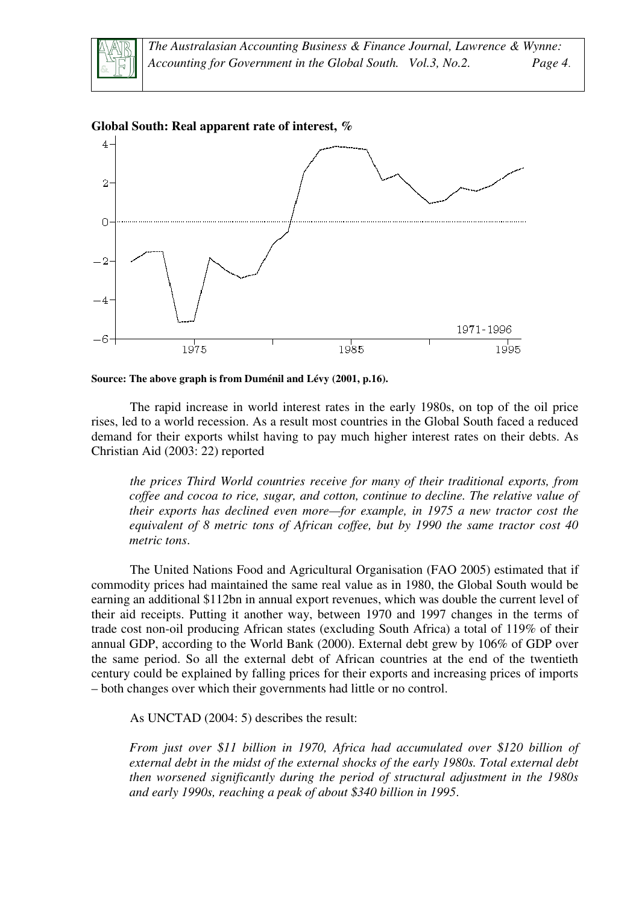**Global South: Real apparent rate of interest, %**

**Source: The above graph is from Duménil and Lévy (2001, p.16).**

The rapid increase in world interest rates in the early 1980s, on top of the oil price rises, led to a world recession. As a result most countries in the Global South faced a reduced demand for their exports whilst having to pay much higher interest rates on their debts. As Christian Aid (2003: 22) reported

> *the prices Third World countries receive for many of their traditional exports, from coffee and cocoa to rice, sugar, and cotton, continue to decline. The relative value of their exports has declined even more—for example, in 1975 a new tractor cost the equivalent of 8 metric tons of African coffee, but by 1990 the same tractor cost 40 metric tons*.

The United Nations Food and Agricultural Organisation (FAO 2005) estimated that if commodity prices had maintained the same real value as in 1980, the Global South would be earning an additional $112bn in annual export revenues, which was double the current level of their aid receipts. Putting it another way, between 1970 and 1997 changes in the terms of trade cost non-oil producing African states (excluding South Africa) a total of 119% of their annual GDP, according to the World Bank (2000). External debt grew by 106% of GDP over the same period. So all the external debt of African countries at the end of the twentieth century could be explained by falling prices for their exports and increasing prices of imports – both changes over which their governments had little or no control.

As UNCTAD (2004: 5) describes the result:

> *From just over $11 billion in 1970, Africa had accumulated over $120 billion of external debt in the midst of the external shocks of the early 1980s. Total external debt then worsened significantly during the period of structural adjustment in the 1980s and early 1990s, reaching a peak of about $340 billion in 1995*.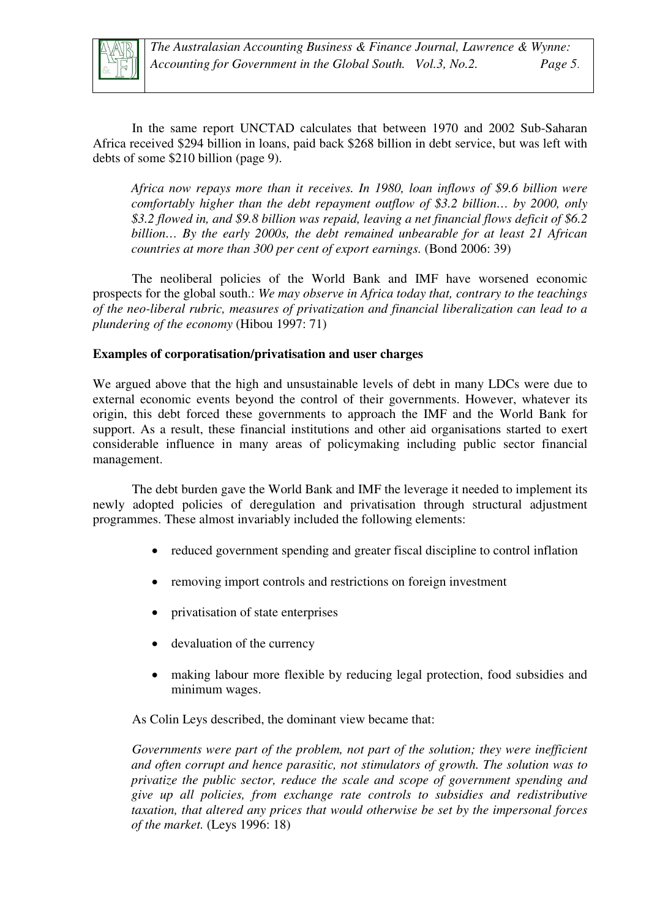In the same report UNCTAD calculates that between 1970 and 2002 Sub-Saharan Africa received $294 billion in loans, paid back $268 billion in debt service, but was left with debts of some $210 billion (page 9).

> *Africa now repays more than it receives. In 1980, loan inflows of $9.6 billion were comfortably higher than the debt repayment outflow of $3.2 billion… by 2000, only $3.2 flowed in, and $9.8 billion was repaid, leaving a net financial flows deficit of $6.2 billion… By the early 2000s, the debt remained unbearable for at least 21 African countries at more than 300 per cent of export earnings.* (Bond 2006: 39)

The neoliberal policies of the World Bank and IMF have worsened economic prospects for the global south.: *We may observe in Africa today that, contrary to the teachings of the neo-liberal rubric, measures of privatization and financial liberalization can lead to a plundering of the economy* (Hibou 1997: 71)

**Examples of corporatisation/privatisation and user charges**

We argued above that the high and unsustainable levels of debt in many LDCs were due to external economic events beyond the control of their governments. However, whatever its origin, this debt forced these governments to approach the IMF and the World Bank for support. As a result, these financial institutions and other aid organisations started to exert considerable influence in many areas of policymaking including public sector financial management.

The debt burden gave the World Bank and IMF the leverage it needed to implement its newly adopted policies of deregulation and privatisation through structural adjustment programmes. These almost invariably included the following elements:

- reduced government spending and greater fiscal discipline to control inflation
- removing import controls and restrictions on foreign investment
- privatisation of state enterprises
- devaluation of the currency
- making labour more flexible by reducing legal protection, food subsidies and minimum wages.

As Colin Leys described, the dominant view became that:

> *Governments were part of the problem, not part of the solution; they were inefficient and often corrupt and hence parasitic, not stimulators of growth. The solution was to privatize the public sector, reduce the scale and scope of government spending and give up all policies, from exchange rate controls to subsidies and redistributive taxation, that altered any prices that would otherwise be set by the impersonal forces of the market.* (Leys 1996: 18)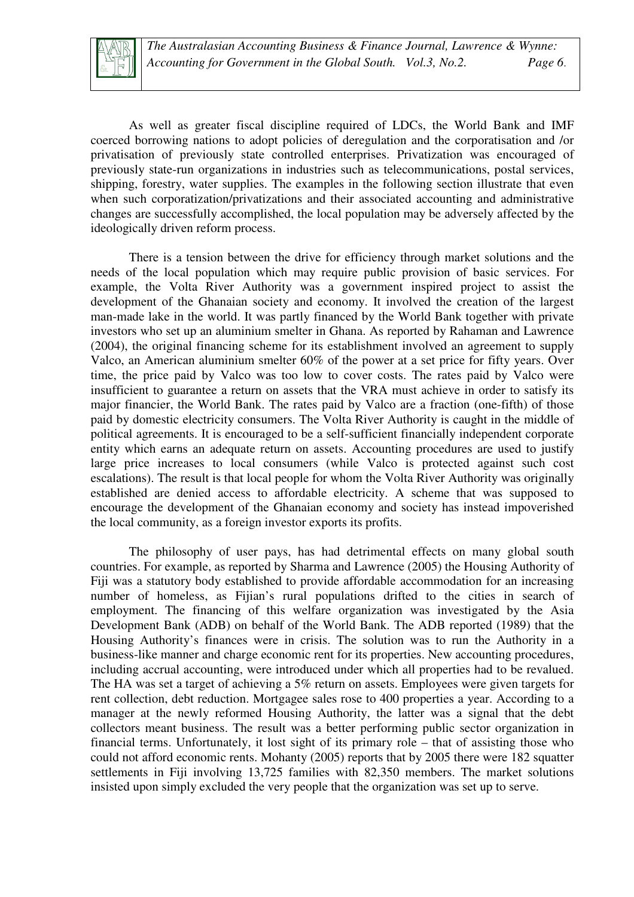As well as greater fiscal discipline required of LDCs, the World Bank and IMF coerced borrowing nations to adopt policies of deregulation and the corporatisation and /or privatisation of previously state controlled enterprises. Privatization was encouraged of previously state-run organizations in industries such as telecommunications, postal services, shipping, forestry, water supplies. The examples in the following section illustrate that even when such corporatization/privatizations and their associated accounting and administrative changes are successfully accomplished, the local population may be adversely affected by the ideologically driven reform process.

There is a tension between the drive for efficiency through market solutions and the needs of the local population which may require public provision of basic services. For example, the Volta River Authority was a government inspired project to assist the development of the Ghanaian society and economy. It involved the creation of the largest man-made lake in the world. It was partly financed by the World Bank together with private investors who set up an aluminium smelter in Ghana. As reported by Rahaman and Lawrence (2004), the original financing scheme for its establishment involved an agreement to supply Valco, an American aluminium smelter 60% of the power at a set price for fifty years. Over time, the price paid by Valco was too low to cover costs. The rates paid by Valco were insufficient to guarantee a return on assets that the VRA must achieve in order to satisfy its major financier, the World Bank. The rates paid by Valco are a fraction (one-fifth) of those paid by domestic electricity consumers. The Volta River Authority is caught in the middle of political agreements. It is encouraged to be a self-sufficient financially independent corporate entity which earns an adequate return on assets. Accounting procedures are used to justify large price increases to local consumers (while Valco is protected against such cost escalations). The result is that local people for whom the Volta River Authority was originally established are denied access to affordable electricity. A scheme that was supposed to encourage the development of the Ghanaian economy and society has instead impoverished the local community, as a foreign investor exports its profits.

The philosophy of user pays, has had detrimental effects on many global south countries. For example, as reported by Sharma and Lawrence (2005) the Housing Authority of Fiji was a statutory body established to provide affordable accommodation for an increasing number of homeless, as Fijian's rural populations drifted to the cities in search of employment. The financing of this welfare organization was investigated by the Asia Development Bank (ADB) on behalf of the World Bank. The ADB reported (1989) that the Housing Authority's finances were in crisis. The solution was to run the Authority in a business-like manner and charge economic rent for its properties. New accounting procedures, including accrual accounting, were introduced under which all properties had to be revalued. The HA was set a target of achieving a 5% return on assets. Employees were given targets for rent collection, debt reduction. Mortgagee sales rose to 400 properties a year. According to a manager at the newly reformed Housing Authority, the latter was a signal that the debt collectors meant business. The result was a better performing public sector organization in financial terms. Unfortunately, it lost sight of its primary role – that of assisting those who could not afford economic rents. Mohanty (2005) reports that by 2005 there were 182 squatter settlements in Fiji involving 13,725 families with 82,350 members. The market solutions insisted upon simply excluded the very people that the organization was set up to serve.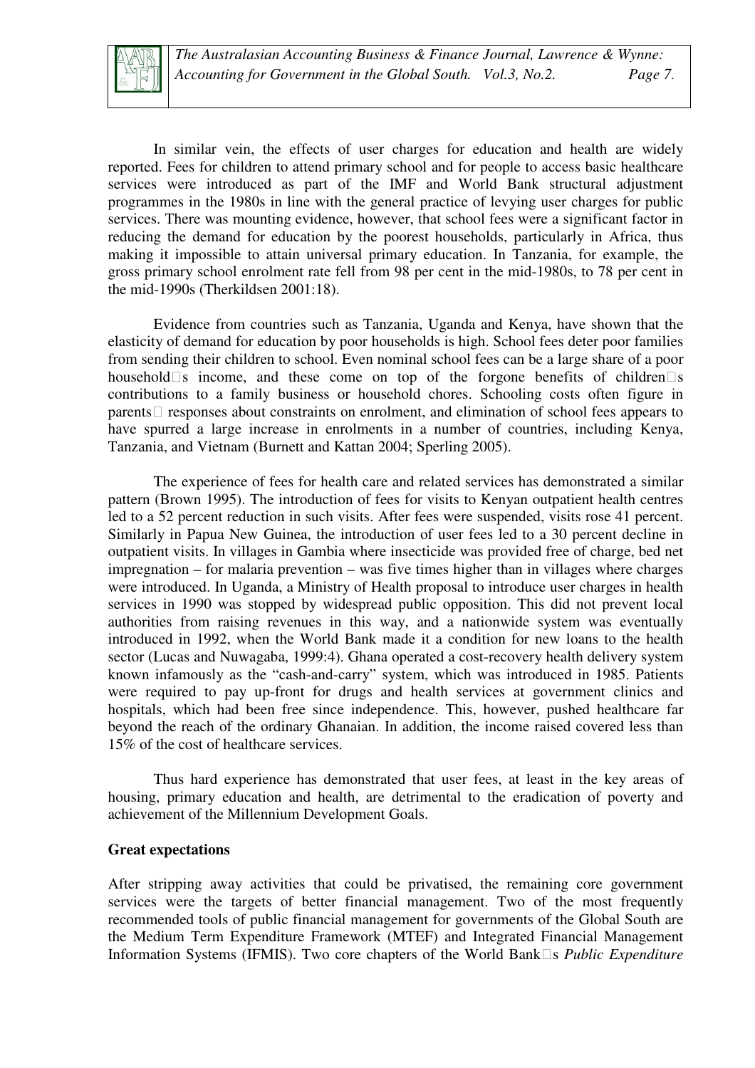In similar vein, the effects of user charges for education and health are widely reported. Fees for children to attend primary school and for people to access basic healthcare services were introduced as part of the IMF and World Bank structural adjustment programmes in the 1980s in line with the general practice of levying user charges for public services. There was mounting evidence, however, that school fees were a significant factor in reducing the demand for education by the poorest households, particularly in Africa, thus making it impossible to attain universal primary education. In Tanzania, for example, the gross primary school enrolment rate fell from 98 per cent in the mid-1980s, to 78 per cent in the mid-1990s (Therkildsen 2001:18).

Evidence from countries such as Tanzania, Uganda and Kenya, have shown that the elasticity of demand for education by poor households is high. School fees deter poor families from sending their children to school. Even nominal school fees can be a large share of a poor household's income, and these come on top of the forgone benefits of children's contributions to a family business or household chores. Schooling costs often figure in parents' responses about constraints on enrolment, and elimination of school fees appears to have spurred a large increase in enrolments in a number of countries, including Kenya, Tanzania, and Vietnam (Burnett and Kattan 2004; Sperling 2005).

The experience of fees for health care and related services has demonstrated a similar pattern (Brown 1995). The introduction of fees for visits to Kenyan outpatient health centres led to a 52 percent reduction in such visits. After fees were suspended, visits rose 41 percent. Similarly in Papua New Guinea, the introduction of user fees led to a 30 percent decline in outpatient visits. In villages in Gambia where insecticide was provided free of charge, bed net impregnation – for malaria prevention – was five times higher than in villages where charges were introduced. In Uganda, a Ministry of Health proposal to introduce user charges in health services in 1990 was stopped by widespread public opposition. This did not prevent local authorities from raising revenues in this way, and a nationwide system was eventually introduced in 1992, when the World Bank made it a condition for new loans to the health sector (Lucas and Nuwagaba, 1999:4). Ghana operated a cost-recovery health delivery system known infamously as the "cash-and-carry" system, which was introduced in 1985. Patients were required to pay up-front for drugs and health services at government clinics and hospitals, which had been free since independence. This, however, pushed healthcare far beyond the reach of the ordinary Ghanaian. In addition, the income raised covered less than 15% of the cost of healthcare services.

Thus hard experience has demonstrated that user fees, at least in the key areas of housing, primary education and health, are detrimental to the eradication of poverty and achievement of the Millennium Development Goals.

**Great expectations**

After stripping away activities that could be privatised, the remaining core government services were the targets of better financial management. Two of the most frequently recommended tools of public financial management for governments of the Global South are the Medium Term Expenditure Framework (MTEF) and Integrated Financial Management Information Systems (IFMIS). Two core chapters of the World Bank's *Public Expenditure*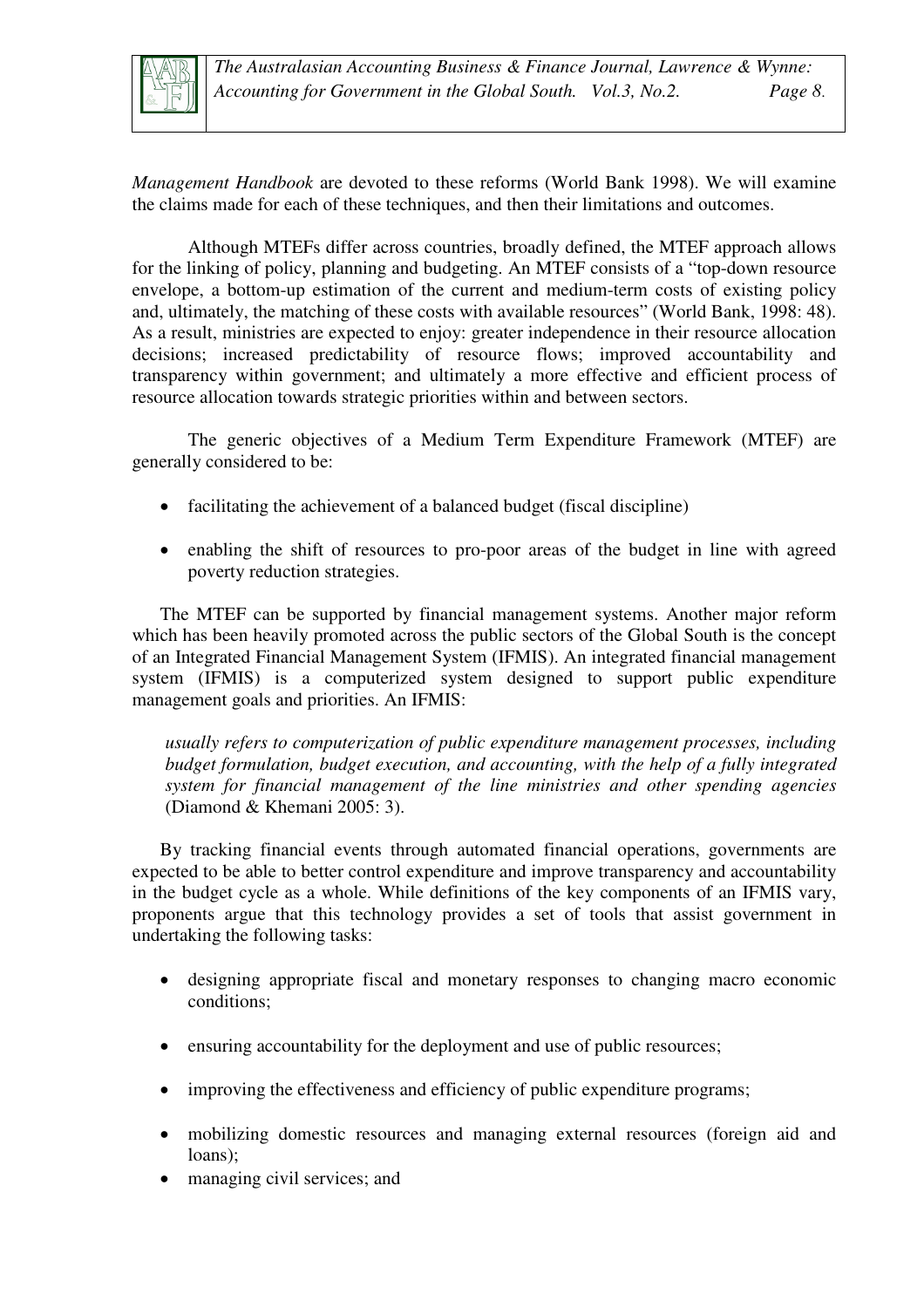*Management Handbook* are devoted to these reforms (World Bank 1998). We will examine the claims made for each of these techniques, and then their limitations and outcomes.

Although MTEFs differ across countries, broadly defined, the MTEF approach allows for the linking of policy, planning and budgeting. An MTEF consists of a "top-down resource envelope, a bottom-up estimation of the current and medium-term costs of existing policy and, ultimately, the matching of these costs with available resources" (World Bank, 1998: 48). As a result, ministries are expected to enjoy: greater independence in their resource allocation decisions; increased predictability of resource flows; improved accountability and transparency within government; and ultimately a more effective and efficient process of resource allocation towards strategic priorities within and between sectors.

The generic objectives of a Medium Term Expenditure Framework (MTEF) are generally considered to be:

- facilitating the achievement of a balanced budget (fiscal discipline)
- enabling the shift of resources to pro-poor areas of the budget in line with agreed poverty reduction strategies.

The MTEF can be supported by financial management systems. Another major reform which has been heavily promoted across the public sectors of the Global South is the concept of an Integrated Financial Management System (IFMIS). An integrated financial management system (IFMIS) is a computerized system designed to support public expenditure management goals and priorities. An IFMIS:

> *usually refers to computerization of public expenditure management processes, including budget formulation, budget execution, and accounting, with the help of a fully integrated system for financial management of the line ministries and other spending agencies* (Diamond & Khemani 2005: 3).

By tracking financial events through automated financial operations, governments are expected to be able to better control expenditure and improve transparency and accountability in the budget cycle as a whole. While definitions of the key components of an IFMIS vary, proponents argue that this technology provides a set of tools that assist government in undertaking the following tasks:

- designing appropriate fiscal and monetary responses to changing macro economic conditions;
- ensuring accountability for the deployment and use of public resources;
- improving the effectiveness and efficiency of public expenditure programs;
- mobilizing domestic resources and managing external resources (foreign aid and loans);
- managing civil services; and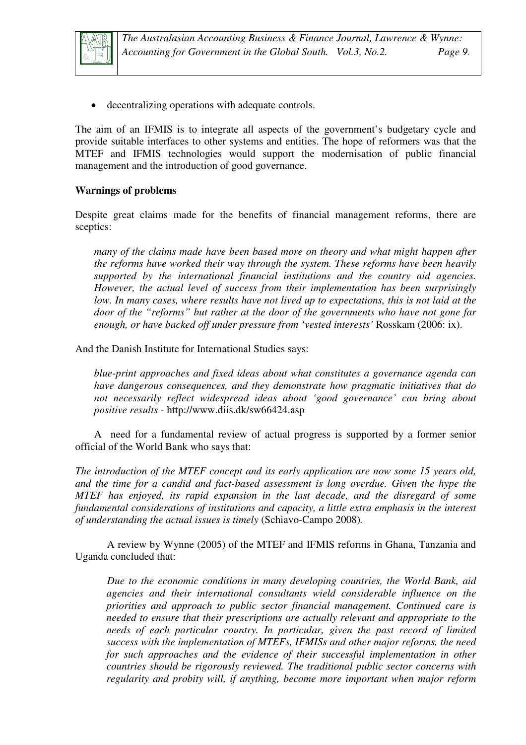- decentralizing operations with adequate controls.

The aim of an IFMIS is to integrate all aspects of the government's budgetary cycle and provide suitable interfaces to other systems and entities. The hope of reformers was that the MTEF and IFMIS technologies would support the modernisation of public financial management and the introduction of good governance.

**Warnings of problems**

Despite great claims made for the benefits of financial management reforms, there are sceptics:

> *many of the claims made have been based more on theory and what might happen after the reforms have worked their way through the system. These reforms have been heavily supported by the international financial institutions and the country aid agencies. However, the actual level of success from their implementation has been surprisingly low. In many cases, where results have not lived up to expectations, this is not laid at the door of the "reforms" but rather at the door of the governments who have not gone far enough, or have backed off under pressure from 'vested interests'* Rosskam (2006: ix).

And the Danish Institute for International Studies says:

> *blue-print approaches and fixed ideas about what constitutes a governance agenda can have dangerous consequences, and they demonstrate how pragmatic initiatives that do not necessarily reflect widespread ideas about 'good governance' can bring about positive results* - http://www.diis.dk/sw66424.asp

A need for a fundamental review of actual progress is supported by a former senior official of the World Bank who says that:

*The introduction of the MTEF concept and its early application are now some 15 years old, and the time for a candid and fact-based assessment is long overdue. Given the hype the MTEF has enjoyed, its rapid expansion in the last decade, and the disregard of some fundamental considerations of institutions and capacity, a little extra emphasis in the interest of understanding the actual issues is timely* (Schiavo-Campo 2008).

A review by Wynne (2005) of the MTEF and IFMIS reforms in Ghana, Tanzania and Uganda concluded that:

> *Due to the economic conditions in many developing countries, the World Bank, aid agencies and their international consultants wield considerable influence on the priorities and approach to public sector financial management. Continued care is needed to ensure that their prescriptions are actually relevant and appropriate to the needs of each particular country. In particular, given the past record of limited success with the implementation of MTEFs, IFMISs and other major reforms, the need for such approaches and the evidence of their successful implementation in other countries should be rigorously reviewed. The traditional public sector concerns with regularity and probity will, if anything, become more important when major reform*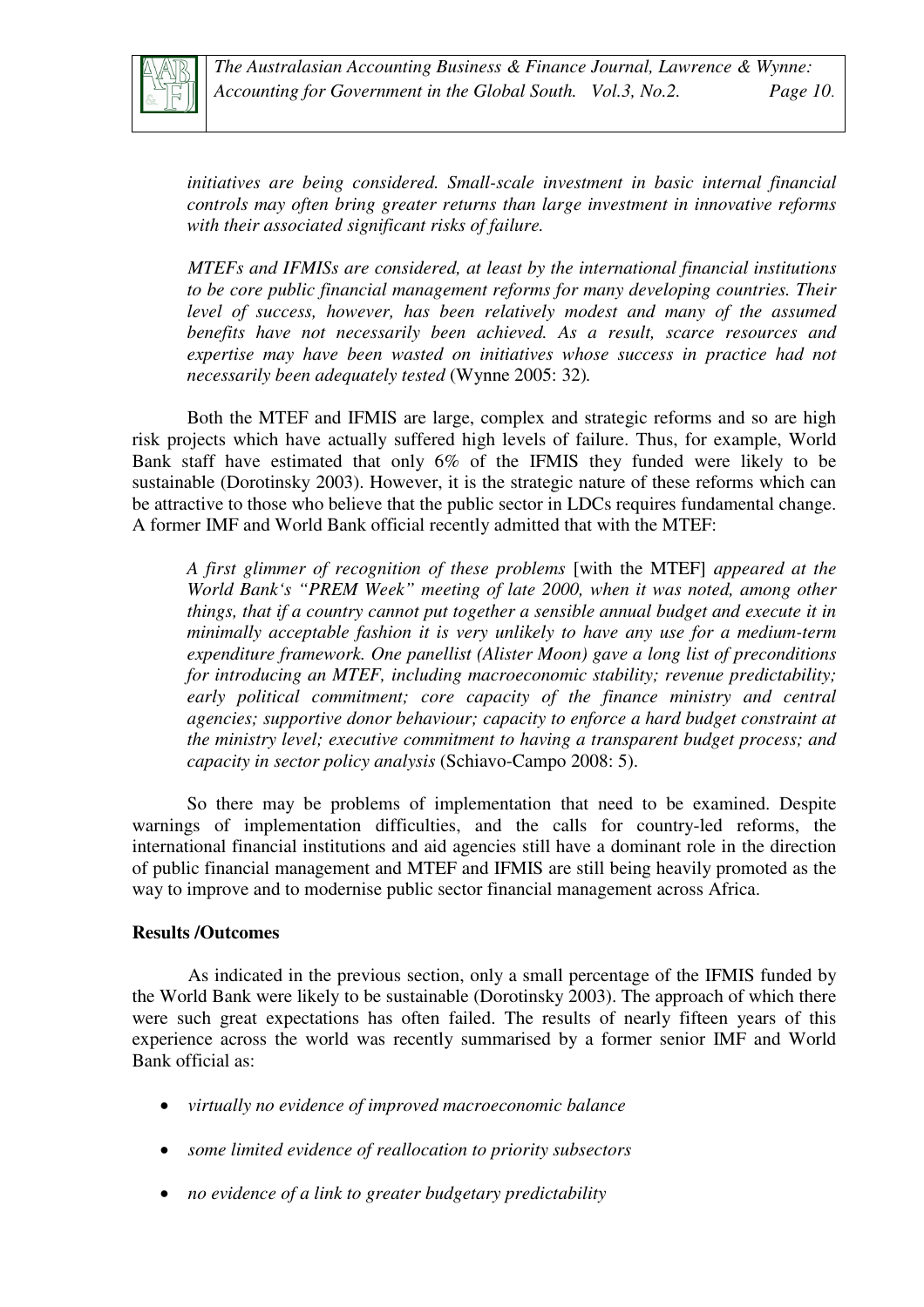*initiatives are being considered. Small-scale investment in basic internal financial controls may often bring greater returns than large investment in innovative reforms with their associated significant risks of failure.*

*MTEFs and IFMISs are considered, at least by the international financial institutions to be core public financial management reforms for many developing countries. Their level of success, however, has been relatively modest and many of the assumed benefits have not necessarily been achieved. As a result, scarce resources and expertise may have been wasted on initiatives whose success in practice had not necessarily been adequately tested* (Wynne 2005: 32).

Both the MTEF and IFMIS are large, complex and strategic reforms and so are high risk projects which have actually suffered high levels of failure. Thus, for example, World Bank staff have estimated that only 6% of the IFMIS they funded were likely to be sustainable (Dorotinsky 2003). However, it is the strategic nature of these reforms which can be attractive to those who believe that the public sector in LDCs requires fundamental change. A former IMF and World Bank official recently admitted that with the MTEF:

*A first glimmer of recognition of these problems* [with the MTEF] *appeared at the World Bank's "PREM Week" meeting of late 2000, when it was noted, among other things, that if a country cannot put together a sensible annual budget and execute it in minimally acceptable fashion it is very unlikely to have any use for a medium-term expenditure framework. One panellist (Alister Moon) gave a long list of preconditions for introducing an MTEF, including macroeconomic stability; revenue predictability; early political commitment; core capacity of the finance ministry and central agencies; supportive donor behaviour; capacity to enforce a hard budget constraint at the ministry level; executive commitment to having a transparent budget process; and capacity in sector policy analysis* (Schiavo-Campo 2008: 5).

So there may be problems of implementation that need to be examined. Despite warnings of implementation difficulties, and the calls for country-led reforms, the international financial institutions and aid agencies still have a dominant role in the direction of public financial management and MTEF and IFMIS are still being heavily promoted as the way to improve and to modernise public sector financial management across Africa.

**Results /Outcomes**

As indicated in the previous section, only a small percentage of the IFMIS funded by the World Bank were likely to be sustainable (Dorotinsky 2003). The approach of which there were such great expectations has often failed. The results of nearly fifteen years of this experience across the world was recently summarised by a former senior IMF and World Bank official as:

- *virtually no evidence of improved macroeconomic balance*
- *some limited evidence of reallocation to priority subsectors*
- *no evidence of a link to greater budgetary predictability*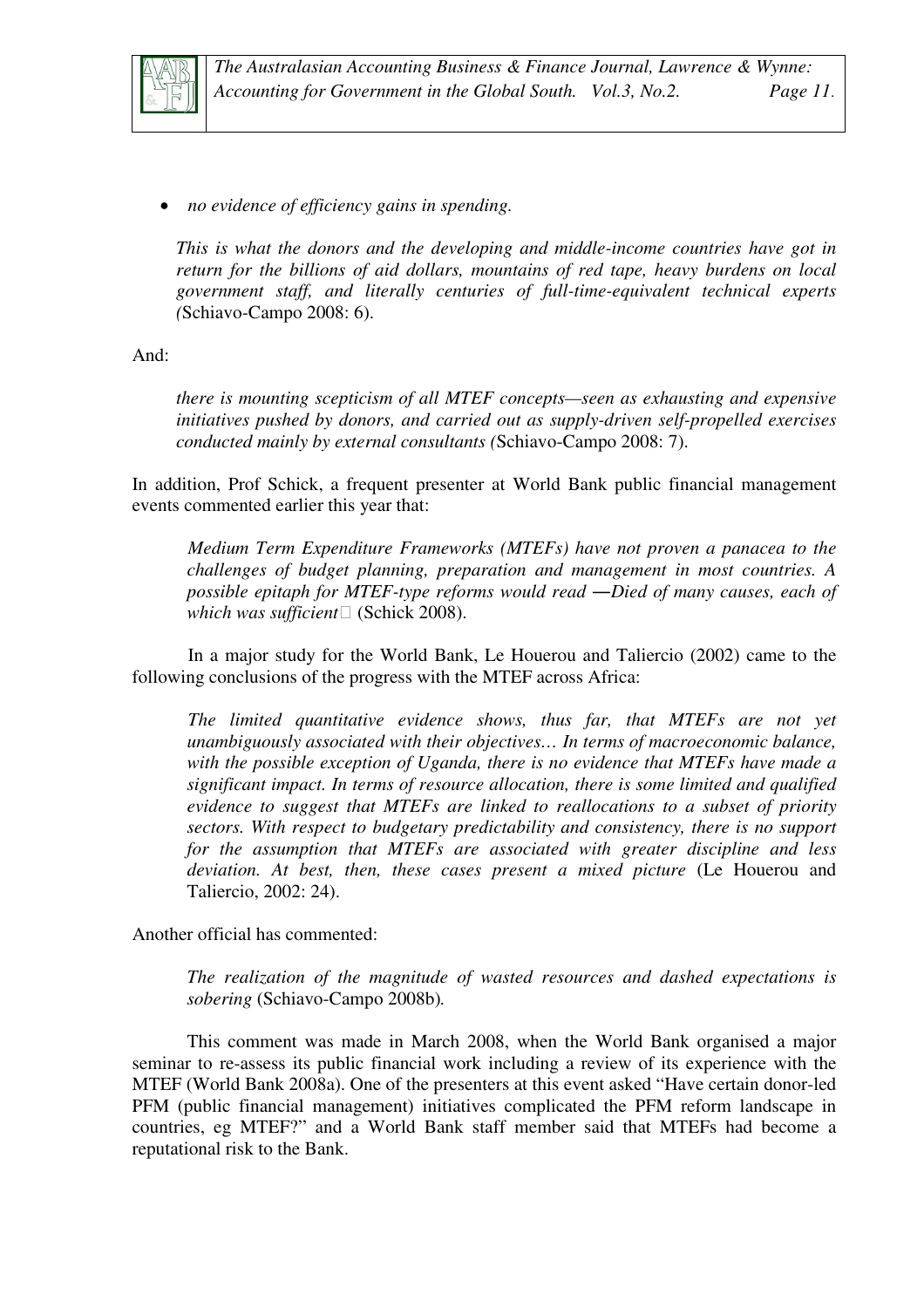- *no evidence of efficiency gains in spending.*

> *This is what the donors and the developing and middle-income countries have got in return for the billions of aid dollars, mountains of red tape, heavy burdens on local government staff, and literally centuries of full-time-equivalent technical experts (*Schiavo-Campo 2008: 6).

And:

> *there is mounting scepticism of all MTEF concepts—seen as exhausting and expensive initiatives pushed by donors, and carried out as supply-driven self-propelled exercises conducted mainly by external consultants (*Schiavo-Campo 2008: 7).

In addition, Prof Schick, a frequent presenter at World Bank public financial management events commented earlier this year that:

> *Medium Term Expenditure Frameworks (MTEFs) have not proven a panacea to the challenges of budget planning, preparation and management in most countries. A possible epitaph for MTEF-type reforms would read ―Died of many causes, each of which was sufficient* (Schick 2008).

In a major study for the World Bank, Le Houerou and Taliercio (2002) came to the following conclusions of the progress with the MTEF across Africa:

> *The limited quantitative evidence shows, thus far, that MTEFs are not yet unambiguously associated with their objectives… In terms of macroeconomic balance, with the possible exception of Uganda, there is no evidence that MTEFs have made a significant impact. In terms of resource allocation, there is some limited and qualified evidence to suggest that MTEFs are linked to reallocations to a subset of priority sectors. With respect to budgetary predictability and consistency, there is no support for the assumption that MTEFs are associated with greater discipline and less deviation. At best, then, these cases present a mixed picture* (Le Houerou and Taliercio, 2002: 24).

Another official has commented:

> *The realization of the magnitude of wasted resources and dashed expectations is sobering* (Schiavo-Campo 2008b).

This comment was made in March 2008, when the World Bank organised a major seminar to re-assess its public financial work including a review of its experience with the MTEF (World Bank 2008a). One of the presenters at this event asked "Have certain donor-led PFM (public financial management) initiatives complicated the PFM reform landscape in countries, eg MTEF?" and a World Bank staff member said that MTEFs had become a reputational risk to the Bank.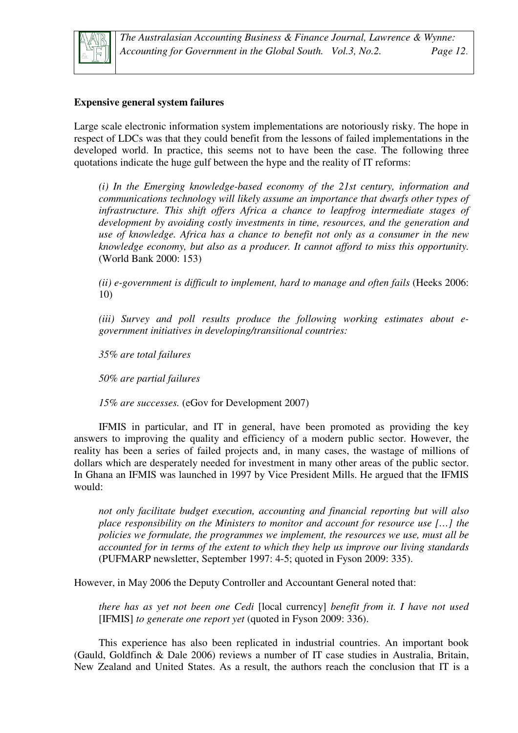**Expensive general system failures**

Large scale electronic information system implementations are notoriously risky. The hope in respect of LDCs was that they could benefit from the lessons of failed implementations in the developed world. In practice, this seems not to have been the case. The following three quotations indicate the huge gulf between the hype and the reality of IT reforms:

> *(i) In the Emerging knowledge-based economy of the 21st century, information and communications technology will likely assume an importance that dwarfs other types of infrastructure. This shift offers Africa a chance to leapfrog intermediate stages of development by avoiding costly investments in time, resources, and the generation and use of knowledge. Africa has a chance to benefit not only as a consumer in the new knowledge economy, but also as a producer. It cannot afford to miss this opportunity.* (World Bank 2000: 153)
>
> *(ii) e-government is difficult to implement, hard to manage and often fails* (Heeks 2006: 10)
>
> *(iii) Survey and poll results produce the following working estimates about e-government initiatives in developing/transitional countries:*
>
> *35% are total failures*
>
> *50% are partial failures*
>
> *15% are successes.* (eGov for Development 2007)

IFMIS in particular, and IT in general, have been promoted as providing the key answers to improving the quality and efficiency of a modern public sector. However, the reality has been a series of failed projects and, in many cases, the wastage of millions of dollars which are desperately needed for investment in many other areas of the public sector. In Ghana an IFMIS was launched in 1997 by Vice President Mills. He argued that the IFMIS would:

> *not only facilitate budget execution, accounting and financial reporting but will also place responsibility on the Ministers to monitor and account for resource use […] the policies we formulate, the programmes we implement, the resources we use, must all be accounted for in terms of the extent to which they help us improve our living standards* (PUFMARP newsletter, September 1997: 4-5; quoted in Fyson 2009: 335).

However, in May 2006 the Deputy Controller and Accountant General noted that:

> *there has as yet not been one Cedi* [local currency] *benefit from it. I have not used* [IFMIS] *to generate one report yet* (quoted in Fyson 2009: 336).

This experience has also been replicated in industrial countries. An important book (Gauld, Goldfinch & Dale 2006) reviews a number of IT case studies in Australia, Britain, New Zealand and United States. As a result, the authors reach the conclusion that IT is a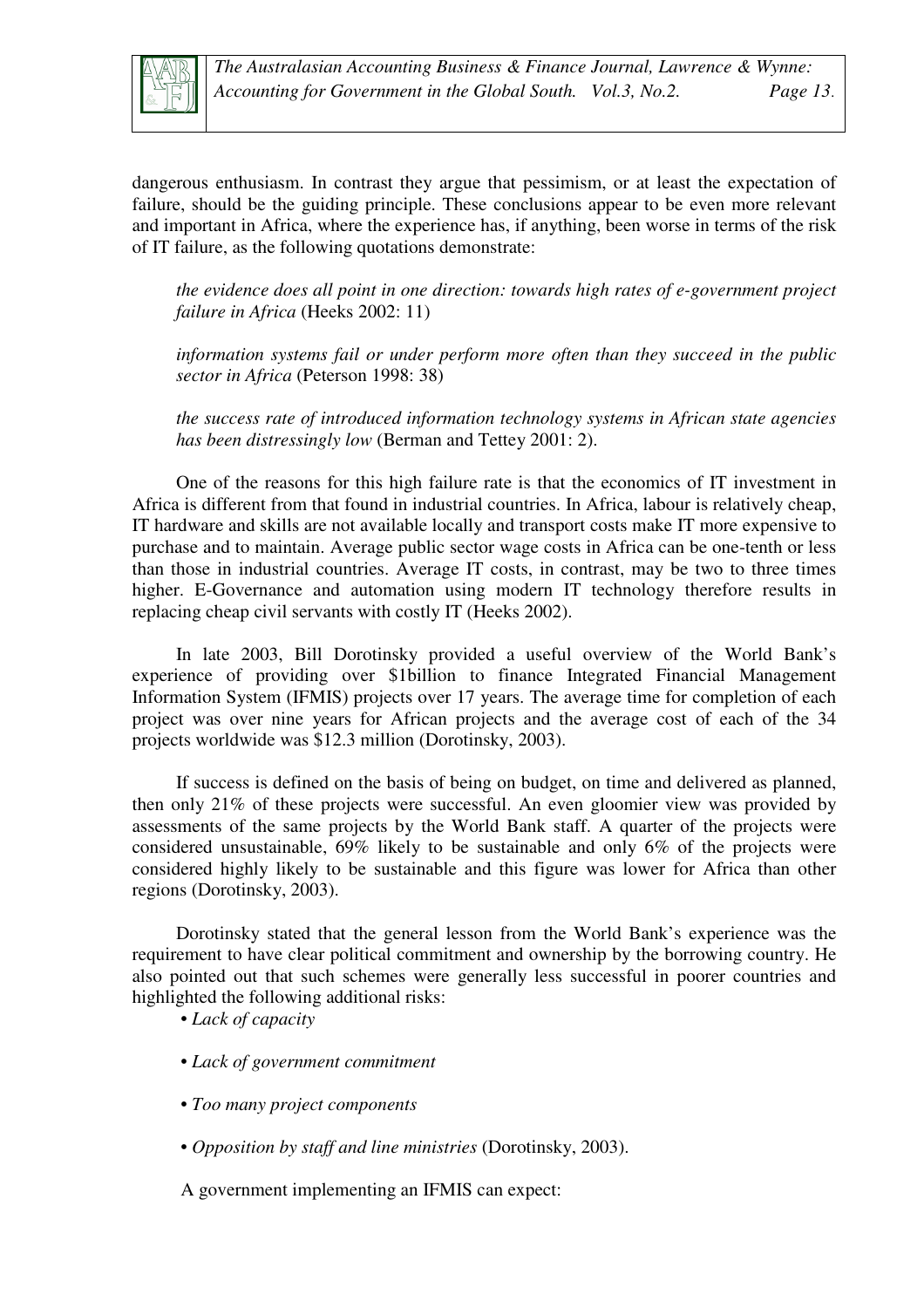dangerous enthusiasm. In contrast they argue that pessimism, or at least the expectation of failure, should be the guiding principle. These conclusions appear to be even more relevant and important in Africa, where the experience has, if anything, been worse in terms of the risk of IT failure, as the following quotations demonstrate:

> *the evidence does all point in one direction: towards high rates of e-government project failure in Africa* (Heeks 2002: 11)
>
> *information systems fail or under perform more often than they succeed in the public sector in Africa* (Peterson 1998: 38)
>
> *the success rate of introduced information technology systems in African state agencies has been distressingly low* (Berman and Tettey 2001: 2).

One of the reasons for this high failure rate is that the economics of IT investment in Africa is different from that found in industrial countries. In Africa, labour is relatively cheap, IT hardware and skills are not available locally and transport costs make IT more expensive to purchase and to maintain. Average public sector wage costs in Africa can be one-tenth or less than those in industrial countries. Average IT costs, in contrast, may be two to three times higher. E-Governance and automation using modern IT technology therefore results in replacing cheap civil servants with costly IT (Heeks 2002).

In late 2003, Bill Dorotinsky provided a useful overview of the World Bank's experience of providing over \$1billion to finance Integrated Financial Management Information System (IFMIS) projects over 17 years. The average time for completion of each project was over nine years for African projects and the average cost of each of the 34 projects worldwide was \$12.3 million (Dorotinsky, 2003).

If success is defined on the basis of being on budget, on time and delivered as planned, then only 21% of these projects were successful. An even gloomier view was provided by assessments of the same projects by the World Bank staff. A quarter of the projects were considered unsustainable, 69% likely to be sustainable and only 6% of the projects were considered highly likely to be sustainable and this figure was lower for Africa than other regions (Dorotinsky, 2003).

Dorotinsky stated that the general lesson from the World Bank's experience was the requirement to have clear political commitment and ownership by the borrowing country. He also pointed out that such schemes were generally less successful in poorer countries and highlighted the following additional risks:

- *Lack of capacity*
- *Lack of government commitment*
- *Too many project components*
- *Opposition by staff and line ministries* (Dorotinsky, 2003).

A government implementing an IFMIS can expect: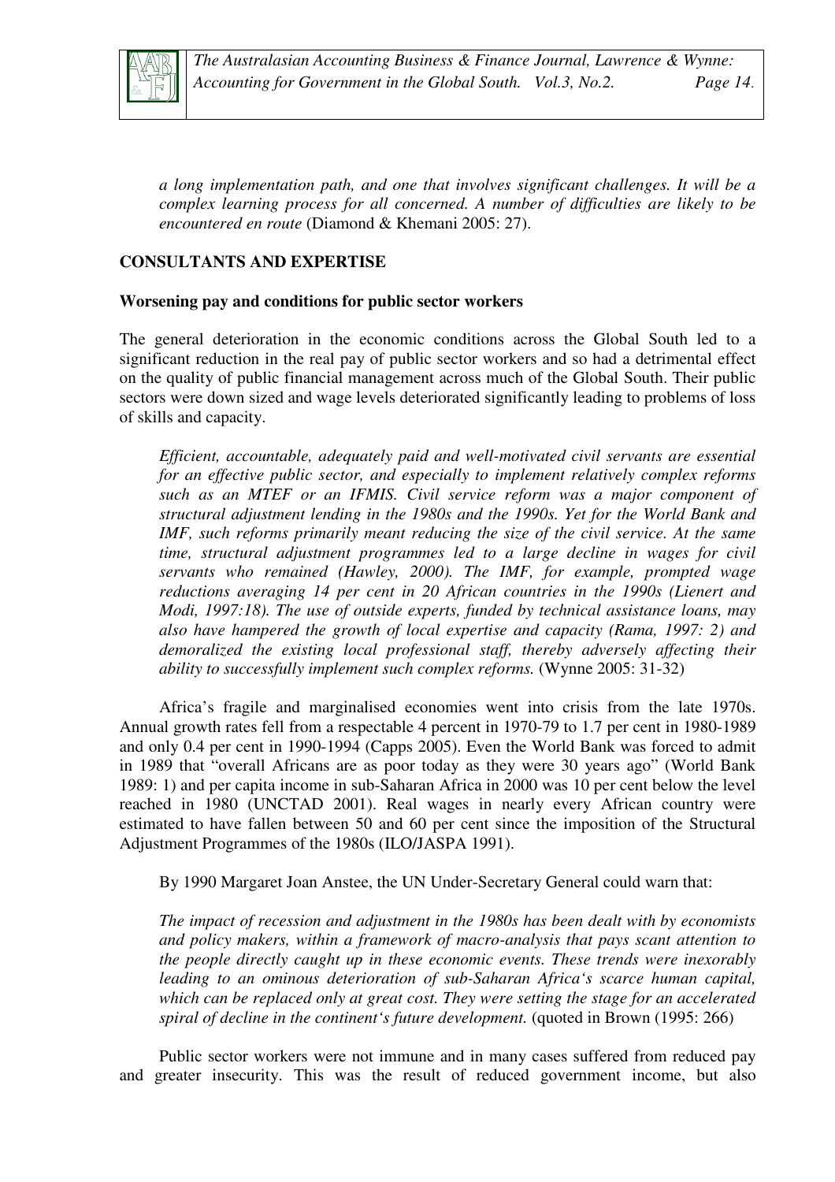*a long implementation path, and one that involves significant challenges. It will be a complex learning process for all concerned. A number of difficulties are likely to be encountered en route* (Diamond & Khemani 2005: 27).

## CONSULTANTS AND EXPERTISE

### Worsening pay and conditions for public sector workers

The general deterioration in the economic conditions across the Global South led to a significant reduction in the real pay of public sector workers and so had a detrimental effect on the quality of public financial management across much of the Global South. Their public sectors were down sized and wage levels deteriorated significantly leading to problems of loss of skills and capacity.

> *Efficient, accountable, adequately paid and well-motivated civil servants are essential for an effective public sector, and especially to implement relatively complex reforms such as an MTEF or an IFMIS. Civil service reform was a major component of structural adjustment lending in the 1980s and the 1990s. Yet for the World Bank and IMF, such reforms primarily meant reducing the size of the civil service. At the same time, structural adjustment programmes led to a large decline in wages for civil servants who remained (Hawley, 2000). The IMF, for example, prompted wage reductions averaging 14 per cent in 20 African countries in the 1990s (Lienert and Modi, 1997:18). The use of outside experts, funded by technical assistance loans, may also have hampered the growth of local expertise and capacity (Rama, 1997: 2) and demoralized the existing local professional staff, thereby adversely affecting their ability to successfully implement such complex reforms.* (Wynne 2005: 31-32)

Africa's fragile and marginalised economies went into crisis from the late 1970s. Annual growth rates fell from a respectable 4 percent in 1970-79 to 1.7 per cent in 1980-1989 and only 0.4 per cent in 1990-1994 (Capps 2005). Even the World Bank was forced to admit in 1989 that "overall Africans are as poor today as they were 30 years ago" (World Bank 1989: 1) and per capita income in sub-Saharan Africa in 2000 was 10 per cent below the level reached in 1980 (UNCTAD 2001). Real wages in nearly every African country were estimated to have fallen between 50 and 60 per cent since the imposition of the Structural Adjustment Programmes of the 1980s (ILO/JASPA 1991).

By 1990 Margaret Joan Anstee, the UN Under-Secretary General could warn that:

> *The impact of recession and adjustment in the 1980s has been dealt with by economists and policy makers, within a framework of macro-analysis that pays scant attention to the people directly caught up in these economic events. These trends were inexorably leading to an ominous deterioration of sub-Saharan Africa's scarce human capital, which can be replaced only at great cost. They were setting the stage for an accelerated spiral of decline in the continent's future development.* (quoted in Brown (1995: 266)

Public sector workers were not immune and in many cases suffered from reduced pay and greater insecurity. This was the result of reduced government income, but also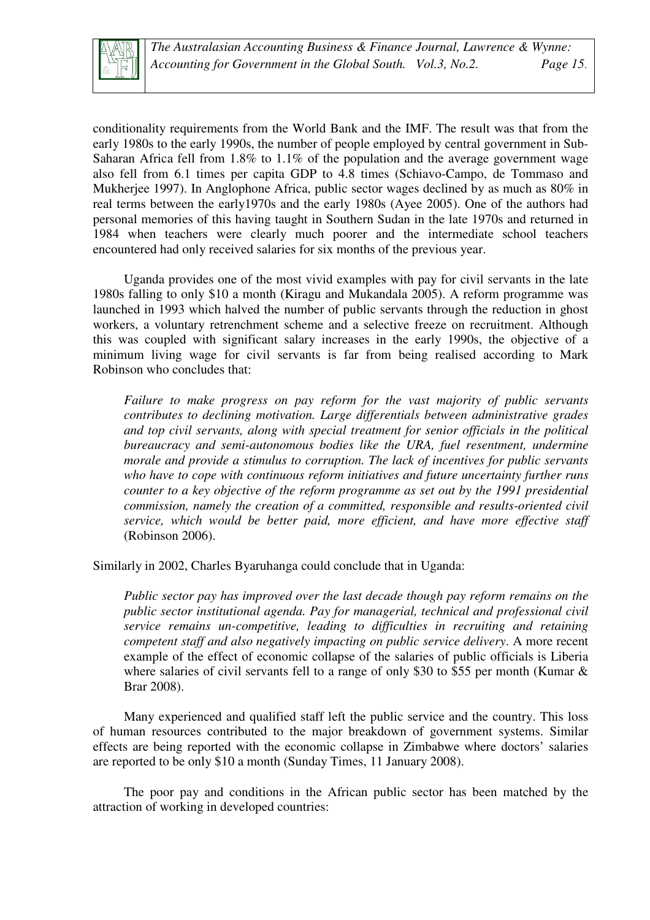conditionality requirements from the World Bank and the IMF. The result was that from the early 1980s to the early 1990s, the number of people employed by central government in Sub-Saharan Africa fell from 1.8% to 1.1% of the population and the average government wage also fell from 6.1 times per capita GDP to 4.8 times (Schiavo-Campo, de Tommaso and Mukherjee 1997). In Anglophone Africa, public sector wages declined by as much as 80% in real terms between the early1970s and the early 1980s (Ayee 2005). One of the authors had personal memories of this having taught in Southern Sudan in the late 1970s and returned in 1984 when teachers were clearly much poorer and the intermediate school teachers encountered had only received salaries for six months of the previous year.

Uganda provides one of the most vivid examples with pay for civil servants in the late 1980s falling to only $10 a month (Kiragu and Mukandala 2005). A reform programme was launched in 1993 which halved the number of public servants through the reduction in ghost workers, a voluntary retrenchment scheme and a selective freeze on recruitment. Although this was coupled with significant salary increases in the early 1990s, the objective of a minimum living wage for civil servants is far from being realised according to Mark Robinson who concludes that:

> *Failure to make progress on pay reform for the vast majority of public servants contributes to declining motivation. Large differentials between administrative grades and top civil servants, along with special treatment for senior officials in the political bureaucracy and semi-autonomous bodies like the URA, fuel resentment, undermine morale and provide a stimulus to corruption. The lack of incentives for public servants who have to cope with continuous reform initiatives and future uncertainty further runs counter to a key objective of the reform programme as set out by the 1991 presidential commission, namely the creation of a committed, responsible and results-oriented civil service, which would be better paid, more efficient, and have more effective staff* (Robinson 2006).

Similarly in 2002, Charles Byaruhanga could conclude that in Uganda:

> *Public sector pay has improved over the last decade though pay reform remains on the public sector institutional agenda. Pay for managerial, technical and professional civil service remains un-competitive, leading to difficulties in recruiting and retaining competent staff and also negatively impacting on public service delivery*. A more recent example of the effect of economic collapse of the salaries of public officials is Liberia where salaries of civil servants fell to a range of only $30 to $55 per month (Kumar & Brar 2008).

Many experienced and qualified staff left the public service and the country. This loss of human resources contributed to the major breakdown of government systems. Similar effects are being reported with the economic collapse in Zimbabwe where doctors' salaries are reported to be only $10 a month (Sunday Times, 11 January 2008).

The poor pay and conditions in the African public sector has been matched by the attraction of working in developed countries: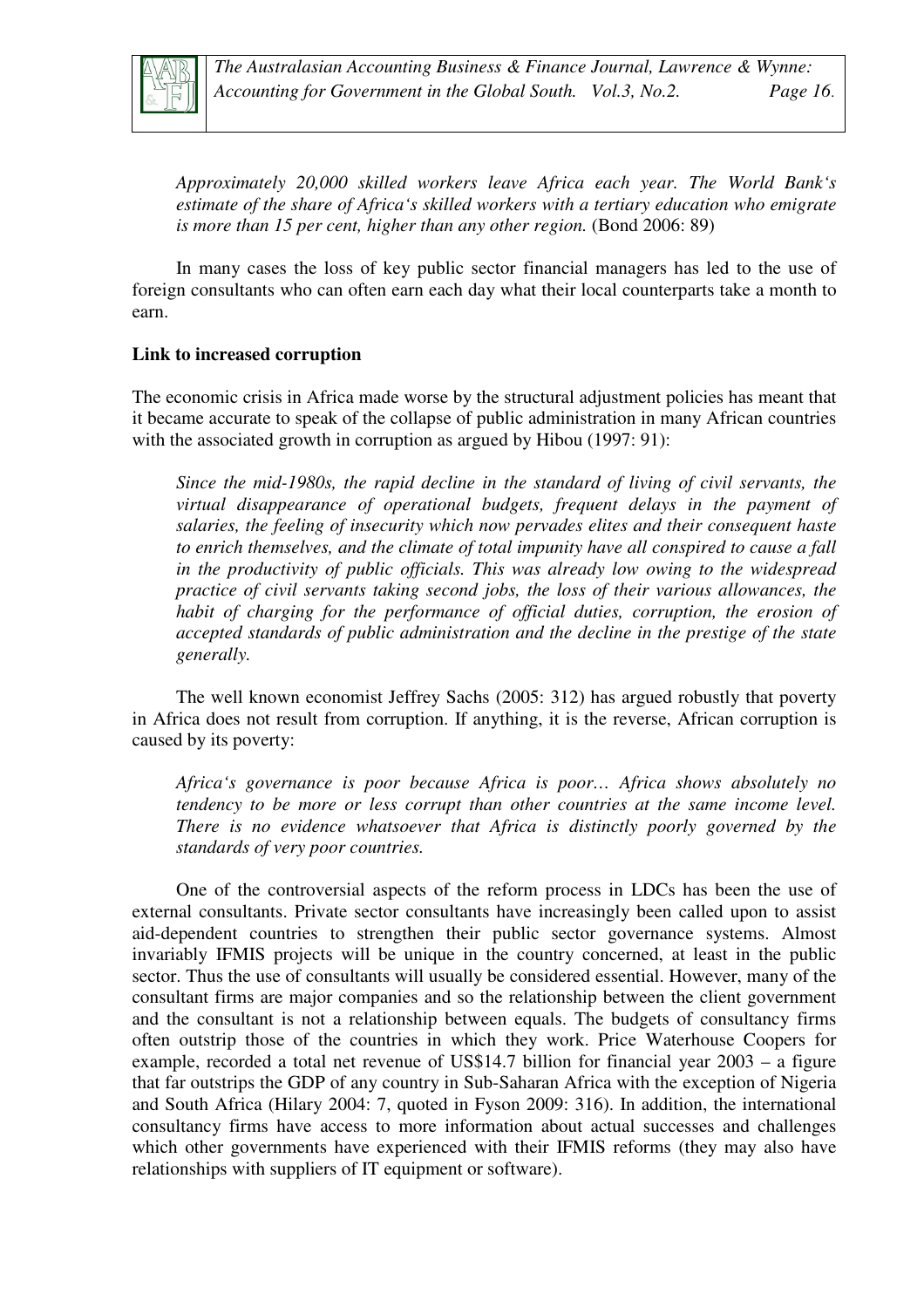*Approximately 20,000 skilled workers leave Africa each year. The World Bank's estimate of the share of Africa's skilled workers with a tertiary education who emigrate is more than 15 per cent, higher than any other region.* (Bond 2006: 89)

In many cases the loss of key public sector financial managers has led to the use of foreign consultants who can often earn each day what their local counterparts take a month to earn.

**Link to increased corruption**

The economic crisis in Africa made worse by the structural adjustment policies has meant that it became accurate to speak of the collapse of public administration in many African countries with the associated growth in corruption as argued by Hibou (1997: 91):

*Since the mid-1980s, the rapid decline in the standard of living of civil servants, the virtual disappearance of operational budgets, frequent delays in the payment of salaries, the feeling of insecurity which now pervades elites and their consequent haste to enrich themselves, and the climate of total impunity have all conspired to cause a fall in the productivity of public officials. This was already low owing to the widespread practice of civil servants taking second jobs, the loss of their various allowances, the habit of charging for the performance of official duties, corruption, the erosion of accepted standards of public administration and the decline in the prestige of the state generally.*

The well known economist Jeffrey Sachs (2005: 312) has argued robustly that poverty in Africa does not result from corruption. If anything, it is the reverse, African corruption is caused by its poverty:

*Africa's governance is poor because Africa is poor… Africa shows absolutely no tendency to be more or less corrupt than other countries at the same income level. There is no evidence whatsoever that Africa is distinctly poorly governed by the standards of very poor countries.*

One of the controversial aspects of the reform process in LDCs has been the use of external consultants. Private sector consultants have increasingly been called upon to assist aid-dependent countries to strengthen their public sector governance systems. Almost invariably IFMIS projects will be unique in the country concerned, at least in the public sector. Thus the use of consultants will usually be considered essential. However, many of the consultant firms are major companies and so the relationship between the client government and the consultant is not a relationship between equals. The budgets of consultancy firms often outstrip those of the countries in which they work. Price Waterhouse Coopers for example, recorded a total net revenue of US$14.7 billion for financial year 2003 – a figure that far outstrips the GDP of any country in Sub-Saharan Africa with the exception of Nigeria and South Africa (Hilary 2004: 7, quoted in Fyson 2009: 316). In addition, the international consultancy firms have access to more information about actual successes and challenges which other governments have experienced with their IFMIS reforms (they may also have relationships with suppliers of IT equipment or software).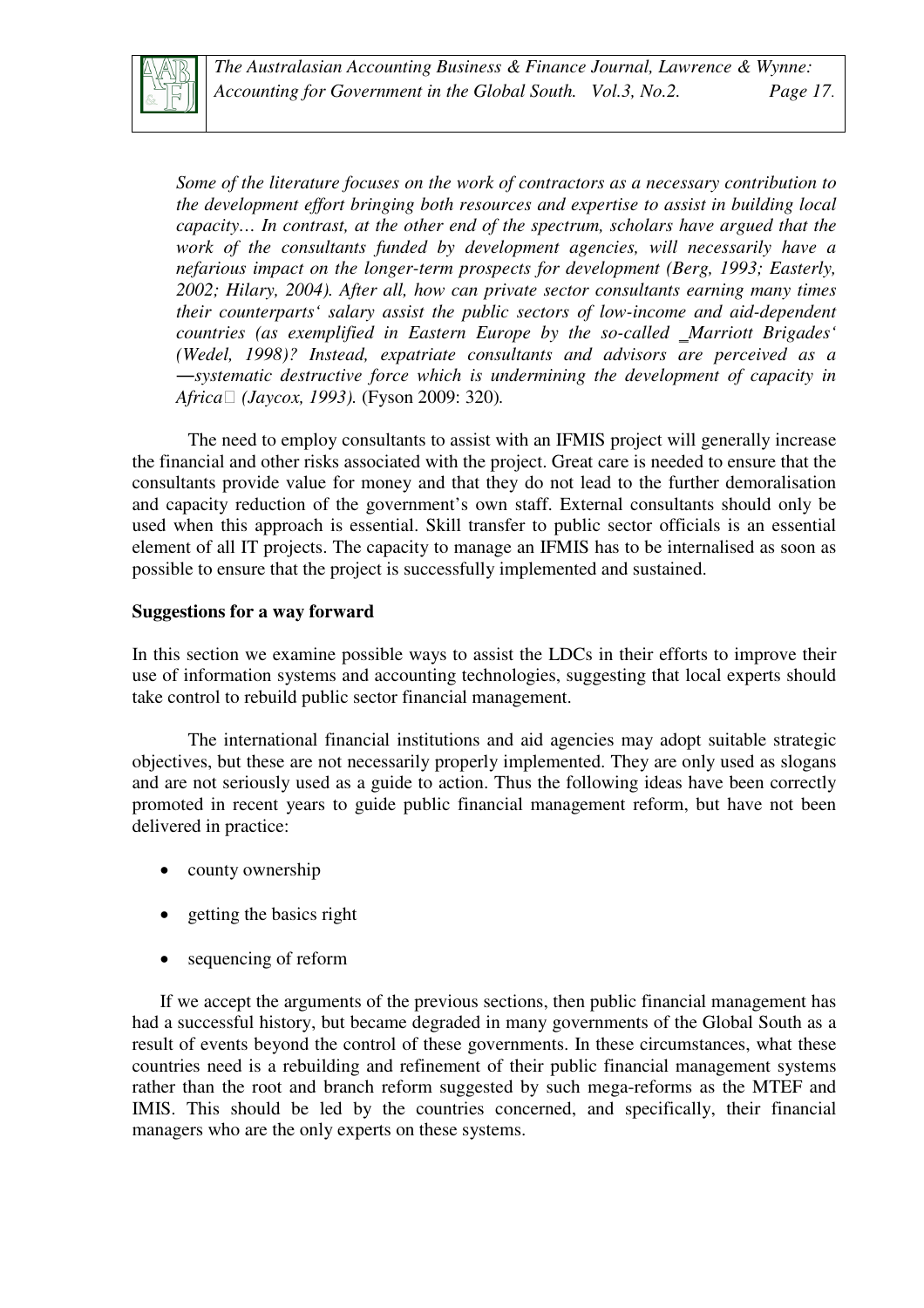*Some of the literature focuses on the work of contractors as a necessary contribution to the development effort bringing both resources and expertise to assist in building local capacity… In contrast, at the other end of the spectrum, scholars have argued that the work of the consultants funded by development agencies, will necessarily have a nefarious impact on the longer-term prospects for development (Berg, 1993; Easterly, 2002; Hilary, 2004). After all, how can private sector consultants earning many times their counterparts' salary assist the public sectors of low-income and aid-dependent countries (as exemplified in Eastern Europe by the so-called _Marriott Brigades' (Wedel, 1998)? Instead, expatriate consultants and advisors are perceived as a ―systematic destructive force which is undermining the development of capacity in Africa (Jaycox, 1993).* (Fyson 2009: 320).

The need to employ consultants to assist with an IFMIS project will generally increase the financial and other risks associated with the project. Great care is needed to ensure that the consultants provide value for money and that they do not lead to the further demoralisation and capacity reduction of the government's own staff. External consultants should only be used when this approach is essential. Skill transfer to public sector officials is an essential element of all IT projects. The capacity to manage an IFMIS has to be internalised as soon as possible to ensure that the project is successfully implemented and sustained.

**Suggestions for a way forward**

In this section we examine possible ways to assist the LDCs in their efforts to improve their use of information systems and accounting technologies, suggesting that local experts should take control to rebuild public sector financial management.

The international financial institutions and aid agencies may adopt suitable strategic objectives, but these are not necessarily properly implemented. They are only used as slogans and are not seriously used as a guide to action. Thus the following ideas have been correctly promoted in recent years to guide public financial management reform, but have not been delivered in practice:

- county ownership
- getting the basics right
- sequencing of reform

If we accept the arguments of the previous sections, then public financial management has had a successful history, but became degraded in many governments of the Global South as a result of events beyond the control of these governments. In these circumstances, what these countries need is a rebuilding and refinement of their public financial management systems rather than the root and branch reform suggested by such mega-reforms as the MTEF and IMIS. This should be led by the countries concerned, and specifically, their financial managers who are the only experts on these systems.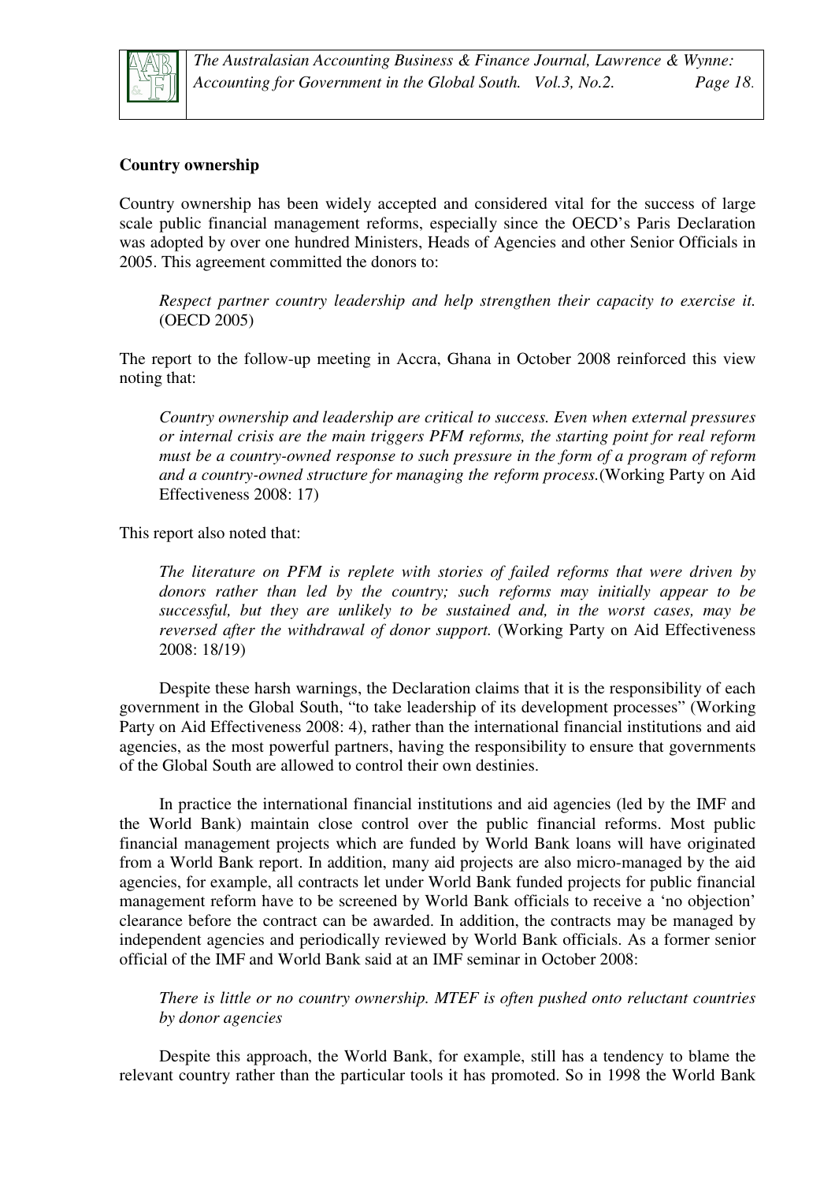### Country ownership

Country ownership has been widely accepted and considered vital for the success of large scale public financial management reforms, especially since the OECD's Paris Declaration was adopted by over one hundred Ministers, Heads of Agencies and other Senior Officials in 2005. This agreement committed the donors to:

> *Respect partner country leadership and help strengthen their capacity to exercise it.* (OECD 2005)

The report to the follow-up meeting in Accra, Ghana in October 2008 reinforced this view noting that:

> *Country ownership and leadership are critical to success. Even when external pressures or internal crisis are the main triggers PFM reforms, the starting point for real reform must be a country-owned response to such pressure in the form of a program of reform and a country-owned structure for managing the reform process.*(Working Party on Aid Effectiveness 2008: 17)

This report also noted that:

> *The literature on PFM is replete with stories of failed reforms that were driven by donors rather than led by the country; such reforms may initially appear to be successful, but they are unlikely to be sustained and, in the worst cases, may be reversed after the withdrawal of donor support.* (Working Party on Aid Effectiveness 2008: 18/19)

Despite these harsh warnings, the Declaration claims that it is the responsibility of each government in the Global South, "to take leadership of its development processes" (Working Party on Aid Effectiveness 2008: 4), rather than the international financial institutions and aid agencies, as the most powerful partners, having the responsibility to ensure that governments of the Global South are allowed to control their own destinies.

In practice the international financial institutions and aid agencies (led by the IMF and the World Bank) maintain close control over the public financial reforms. Most public financial management projects which are funded by World Bank loans will have originated from a World Bank report. In addition, many aid projects are also micro-managed by the aid agencies, for example, all contracts let under World Bank funded projects for public financial management reform have to be screened by World Bank officials to receive a 'no objection' clearance before the contract can be awarded. In addition, the contracts may be managed by independent agencies and periodically reviewed by World Bank officials. As a former senior official of the IMF and World Bank said at an IMF seminar in October 2008:

> *There is little or no country ownership. MTEF is often pushed onto reluctant countries by donor agencies*

Despite this approach, the World Bank, for example, still has a tendency to blame the relevant country rather than the particular tools it has promoted. So in 1998 the World Bank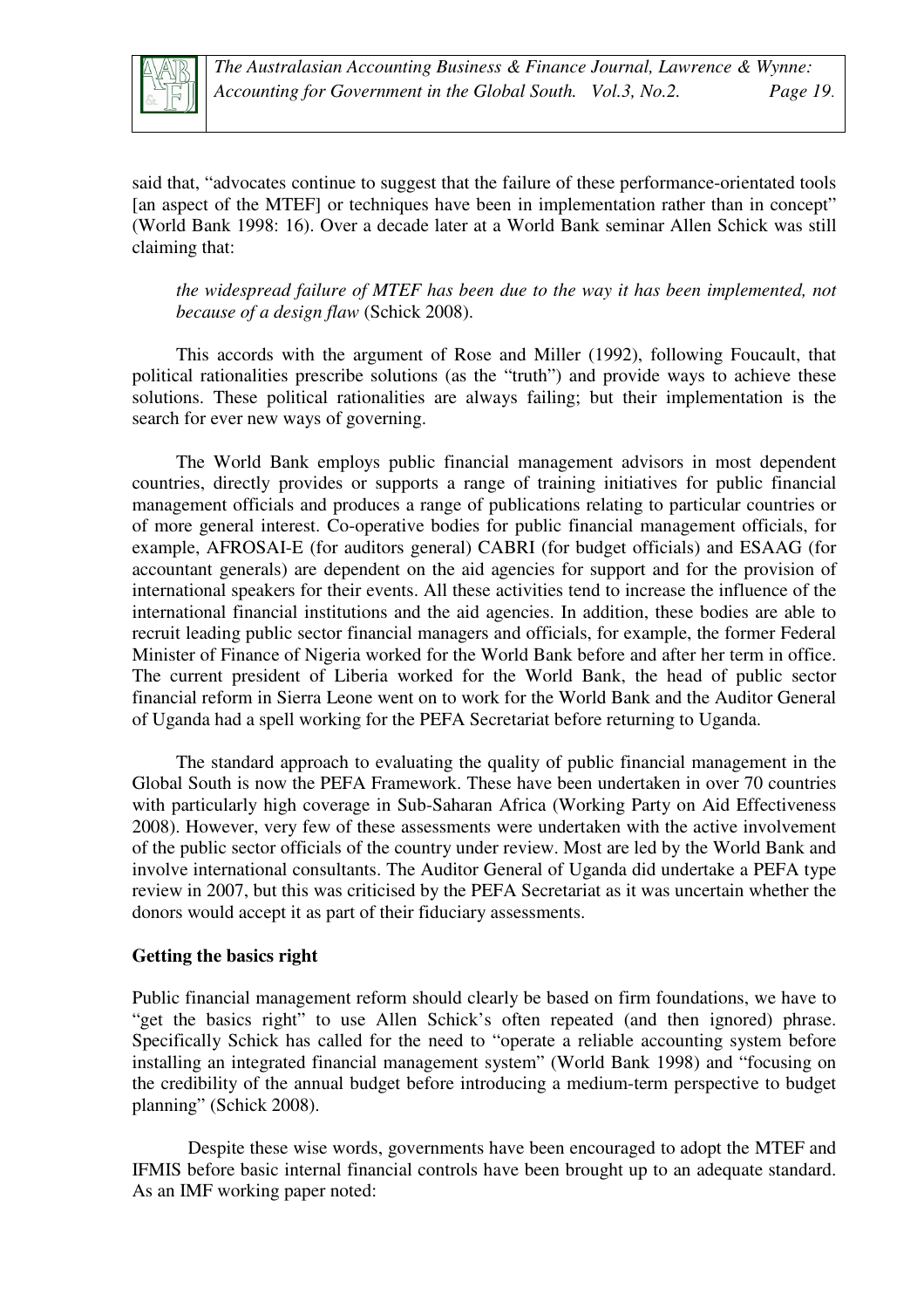said that, "advocates continue to suggest that the failure of these performance-orientated tools [an aspect of the MTEF] or techniques have been in implementation rather than in concept" (World Bank 1998: 16). Over a decade later at a World Bank seminar Allen Schick was still claiming that:

> *the widespread failure of MTEF has been due to the way it has been implemented, not because of a design flaw* (Schick 2008).

This accords with the argument of Rose and Miller (1992), following Foucault, that political rationalities prescribe solutions (as the "truth") and provide ways to achieve these solutions. These political rationalities are always failing; but their implementation is the search for ever new ways of governing.

The World Bank employs public financial management advisors in most dependent countries, directly provides or supports a range of training initiatives for public financial management officials and produces a range of publications relating to particular countries or of more general interest. Co-operative bodies for public financial management officials, for example, AFROSAI-E (for auditors general) CABRI (for budget officials) and ESAAG (for accountant generals) are dependent on the aid agencies for support and for the provision of international speakers for their events. All these activities tend to increase the influence of the international financial institutions and the aid agencies. In addition, these bodies are able to recruit leading public sector financial managers and officials, for example, the former Federal Minister of Finance of Nigeria worked for the World Bank before and after her term in office. The current president of Liberia worked for the World Bank, the head of public sector financial reform in Sierra Leone went on to work for the World Bank and the Auditor General of Uganda had a spell working for the PEFA Secretariat before returning to Uganda.

The standard approach to evaluating the quality of public financial management in the Global South is now the PEFA Framework. These have been undertaken in over 70 countries with particularly high coverage in Sub-Saharan Africa (Working Party on Aid Effectiveness 2008). However, very few of these assessments were undertaken with the active involvement of the public sector officials of the country under review. Most are led by the World Bank and involve international consultants. The Auditor General of Uganda did undertake a PEFA type review in 2007, but this was criticised by the PEFA Secretariat as it was uncertain whether the donors would accept it as part of their fiduciary assessments.

## Getting the basics right

Public financial management reform should clearly be based on firm foundations, we have to "get the basics right" to use Allen Schick's often repeated (and then ignored) phrase. Specifically Schick has called for the need to "operate a reliable accounting system before installing an integrated financial management system" (World Bank 1998) and "focusing on the credibility of the annual budget before introducing a medium-term perspective to budget planning" (Schick 2008).

Despite these wise words, governments have been encouraged to adopt the MTEF and IFMIS before basic internal financial controls have been brought up to an adequate standard. As an IMF working paper noted: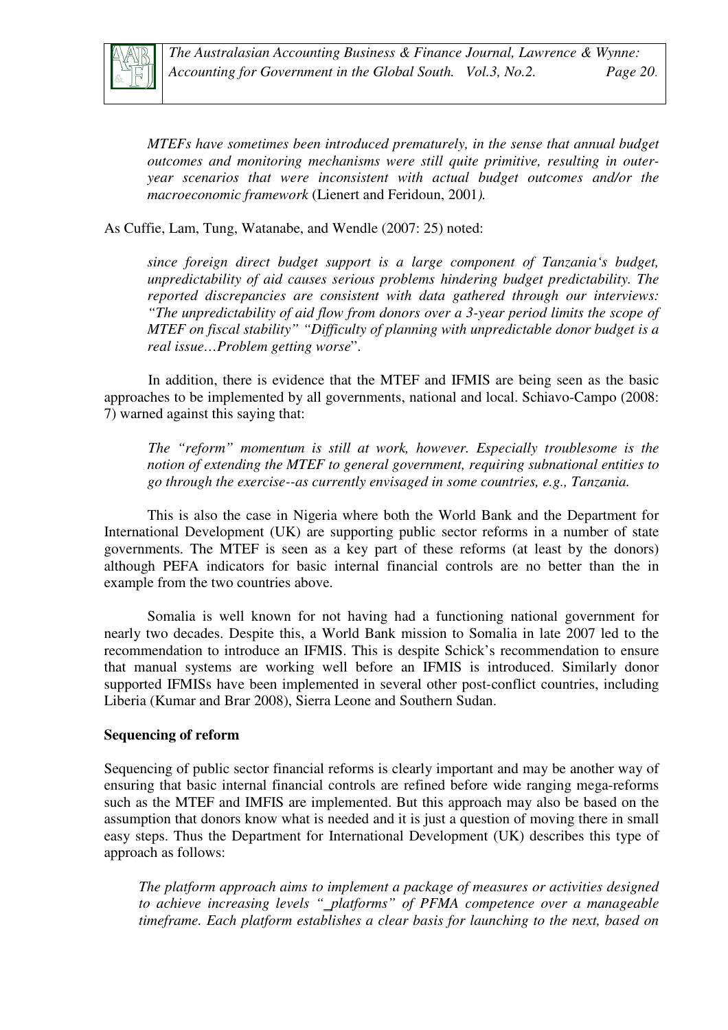> *MTEFs have sometimes been introduced prematurely, in the sense that annual budget outcomes and monitoring mechanisms were still quite primitive, resulting in outer-year scenarios that were inconsistent with actual budget outcomes and/or the macroeconomic framework* (Lienert and Feridoun, 2001*).*

As Cuffie, Lam, Tung, Watanabe, and Wendle (2007: 25) noted:

> *since foreign direct budget support is a large component of Tanzania's budget, unpredictability of aid causes serious problems hindering budget predictability. The reported discrepancies are consistent with data gathered through our interviews: "The unpredictability of aid flow from donors over a 3-year period limits the scope of MTEF on fiscal stability" "Difficulty of planning with unpredictable donor budget is a real issue…Problem getting worse*".

In addition, there is evidence that the MTEF and IFMIS are being seen as the basic approaches to be implemented by all governments, national and local. Schiavo-Campo (2008: 7) warned against this saying that:

> *The "reform" momentum is still at work, however. Especially troublesome is the notion of extending the MTEF to general government, requiring subnational entities to go through the exercise--as currently envisaged in some countries, e.g., Tanzania.*

This is also the case in Nigeria where both the World Bank and the Department for International Development (UK) are supporting public sector reforms in a number of state governments. The MTEF is seen as a key part of these reforms (at least by the donors) although PEFA indicators for basic internal financial controls are no better than the in example from the two countries above.

Somalia is well known for not having had a functioning national government for nearly two decades. Despite this, a World Bank mission to Somalia in late 2007 led to the recommendation to introduce an IFMIS. This is despite Schick's recommendation to ensure that manual systems are working well before an IFMIS is introduced. Similarly donor supported IFMISs have been implemented in several other post-conflict countries, including Liberia (Kumar and Brar 2008), Sierra Leone and Southern Sudan.

**Sequencing of reform**

Sequencing of public sector financial reforms is clearly important and may be another way of ensuring that basic internal financial controls are refined before wide ranging mega-reforms such as the MTEF and IMFIS are implemented. But this approach may also be based on the assumption that donors know what is needed and it is just a question of moving there in small easy steps. Thus the Department for International Development (UK) describes this type of approach as follows:

> *The platform approach aims to implement a package of measures or activities designed to achieve increasing levels "_platforms" of PFMA competence over a manageable timeframe. Each platform establishes a clear basis for launching to the next, based on*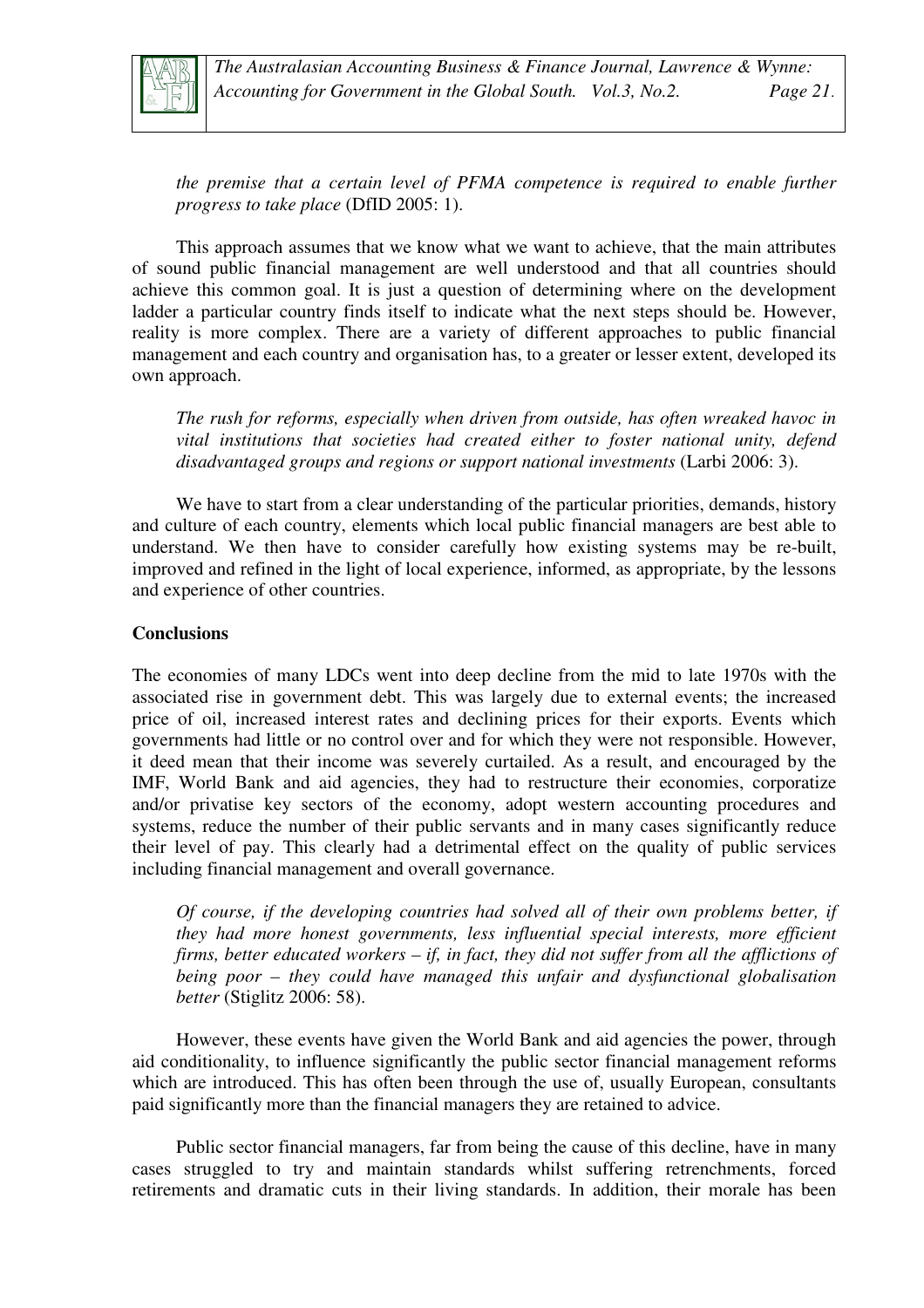*the premise that a certain level of PFMA competence is required to enable further progress to take place* (DfID 2005: 1).

This approach assumes that we know what we want to achieve, that the main attributes of sound public financial management are well understood and that all countries should achieve this common goal. It is just a question of determining where on the development ladder a particular country finds itself to indicate what the next steps should be. However, reality is more complex. There are a variety of different approaches to public financial management and each country and organisation has, to a greater or lesser extent, developed its own approach.

*The rush for reforms, especially when driven from outside, has often wreaked havoc in vital institutions that societies had created either to foster national unity, defend disadvantaged groups and regions or support national investments* (Larbi 2006: 3).

We have to start from a clear understanding of the particular priorities, demands, history and culture of each country, elements which local public financial managers are best able to understand. We then have to consider carefully how existing systems may be re-built, improved and refined in the light of local experience, informed, as appropriate, by the lessons and experience of other countries.

**Conclusions**

The economies of many LDCs went into deep decline from the mid to late 1970s with the associated rise in government debt. This was largely due to external events; the increased price of oil, increased interest rates and declining prices for their exports. Events which governments had little or no control over and for which they were not responsible. However, it deed mean that their income was severely curtailed. As a result, and encouraged by the IMF, World Bank and aid agencies, they had to restructure their economies, corporatize and/or privatise key sectors of the economy, adopt western accounting procedures and systems, reduce the number of their public servants and in many cases significantly reduce their level of pay. This clearly had a detrimental effect on the quality of public services including financial management and overall governance.

*Of course, if the developing countries had solved all of their own problems better, if they had more honest governments, less influential special interests, more efficient firms, better educated workers – if, in fact, they did not suffer from all the afflictions of being poor – they could have managed this unfair and dysfunctional globalisation better* (Stiglitz 2006: 58).

However, these events have given the World Bank and aid agencies the power, through aid conditionality, to influence significantly the public sector financial management reforms which are introduced. This has often been through the use of, usually European, consultants paid significantly more than the financial managers they are retained to advice.

Public sector financial managers, far from being the cause of this decline, have in many cases struggled to try and maintain standards whilst suffering retrenchments, forced retirements and dramatic cuts in their living standards. In addition, their morale has been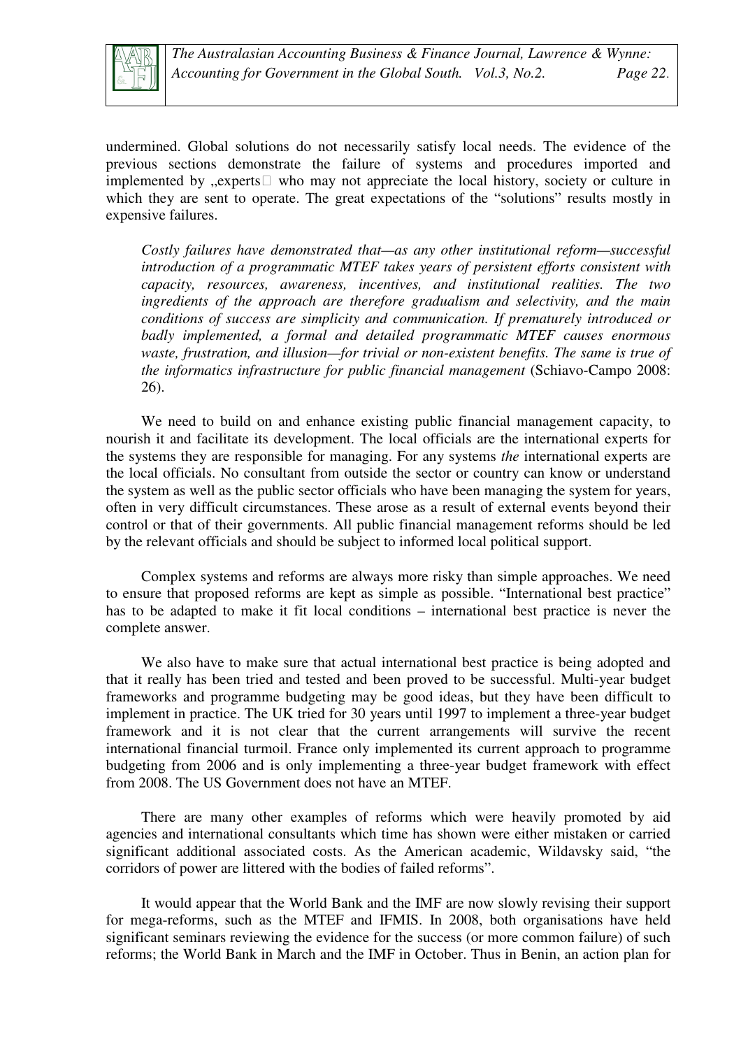undermined. Global solutions do not necessarily satisfy local needs. The evidence of the previous sections demonstrate the failure of systems and procedures imported and implemented by „experts who may not appreciate the local history, society or culture in which they are sent to operate. The great expectations of the "solutions" results mostly in expensive failures.

> *Costly failures have demonstrated that—as any other institutional reform—successful introduction of a programmatic MTEF takes years of persistent efforts consistent with capacity, resources, awareness, incentives, and institutional realities. The two ingredients of the approach are therefore gradualism and selectivity, and the main conditions of success are simplicity and communication. If prematurely introduced or badly implemented, a formal and detailed programmatic MTEF causes enormous waste, frustration, and illusion—for trivial or non-existent benefits. The same is true of the informatics infrastructure for public financial management* (Schiavo-Campo 2008: 26).

We need to build on and enhance existing public financial management capacity, to nourish it and facilitate its development. The local officials are the international experts for the systems they are responsible for managing. For any systems *the* international experts are the local officials. No consultant from outside the sector or country can know or understand the system as well as the public sector officials who have been managing the system for years, often in very difficult circumstances. These arose as a result of external events beyond their control or that of their governments. All public financial management reforms should be led by the relevant officials and should be subject to informed local political support.

Complex systems and reforms are always more risky than simple approaches. We need to ensure that proposed reforms are kept as simple as possible. "International best practice" has to be adapted to make it fit local conditions – international best practice is never the complete answer.

We also have to make sure that actual international best practice is being adopted and that it really has been tried and tested and been proved to be successful. Multi-year budget frameworks and programme budgeting may be good ideas, but they have been difficult to implement in practice. The UK tried for 30 years until 1997 to implement a three-year budget framework and it is not clear that the current arrangements will survive the recent international financial turmoil. France only implemented its current approach to programme budgeting from 2006 and is only implementing a three-year budget framework with effect from 2008. The US Government does not have an MTEF.

There are many other examples of reforms which were heavily promoted by aid agencies and international consultants which time has shown were either mistaken or carried significant additional associated costs. As the American academic, Wildavsky said, "the corridors of power are littered with the bodies of failed reforms".

It would appear that the World Bank and the IMF are now slowly revising their support for mega-reforms, such as the MTEF and IFMIS. In 2008, both organisations have held significant seminars reviewing the evidence for the success (or more common failure) of such reforms; the World Bank in March and the IMF in October. Thus in Benin, an action plan for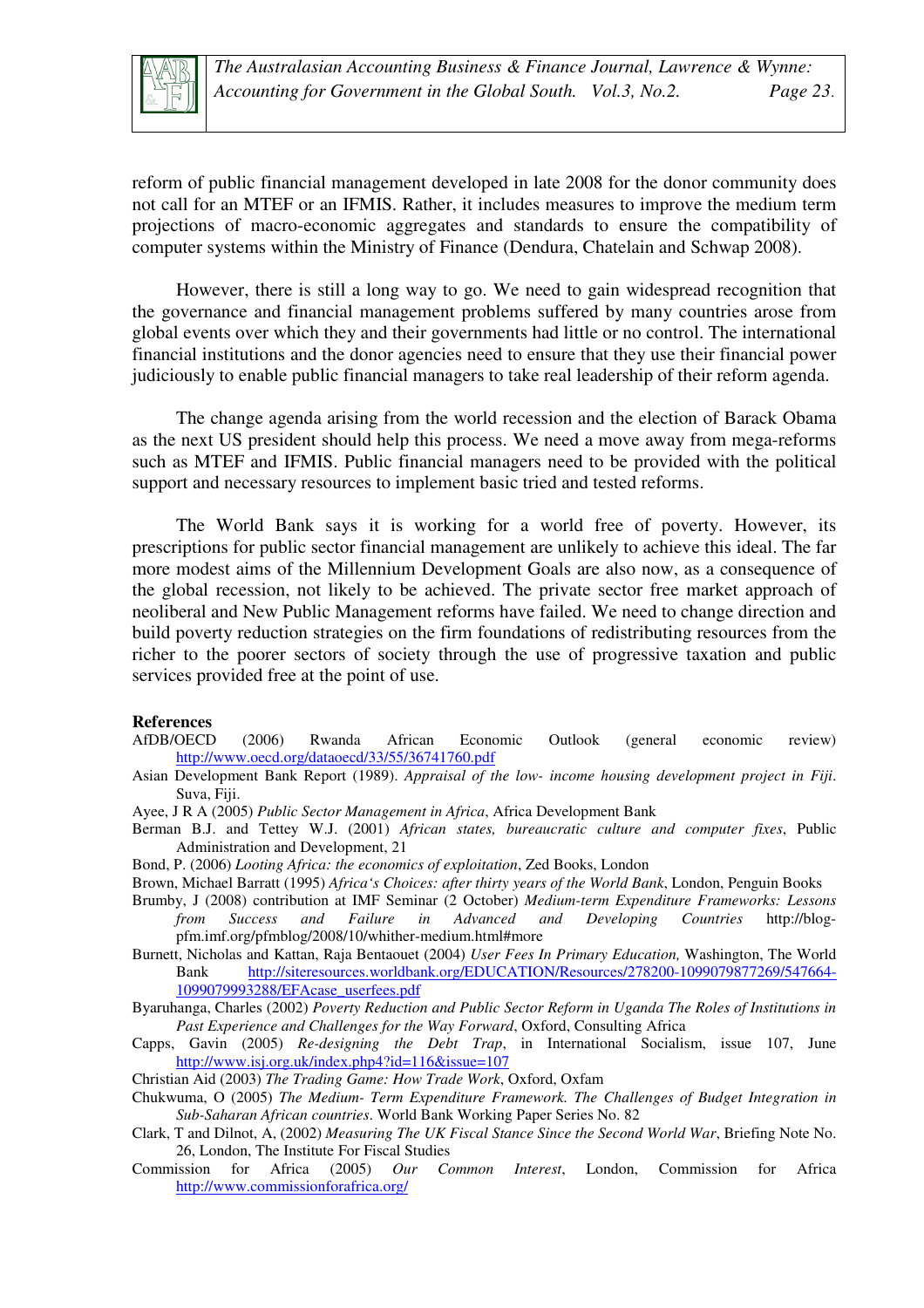reform of public financial management developed in late 2008 for the donor community does not call for an MTEF or an IFMIS. Rather, it includes measures to improve the medium term projections of macro-economic aggregates and standards to ensure the compatibility of computer systems within the Ministry of Finance (Dendura, Chatelain and Schwap 2008).

However, there is still a long way to go. We need to gain widespread recognition that the governance and financial management problems suffered by many countries arose from global events over which they and their governments had little or no control. The international financial institutions and the donor agencies need to ensure that they use their financial power judiciously to enable public financial managers to take real leadership of their reform agenda.

The change agenda arising from the world recession and the election of Barack Obama as the next US president should help this process. We need a move away from mega-reforms such as MTEF and IFMIS. Public financial managers need to be provided with the political support and necessary resources to implement basic tried and tested reforms.

The World Bank says it is working for a world free of poverty. However, its prescriptions for public sector financial management are unlikely to achieve this ideal. The far more modest aims of the Millennium Development Goals are also now, as a consequence of the global recession, not likely to be achieved. The private sector free market approach of neoliberal and New Public Management reforms have failed. We need to change direction and build poverty reduction strategies on the firm foundations of redistributing resources from the richer to the poorer sectors of society through the use of progressive taxation and public services provided free at the point of use.

## References

AfDB/OECD (2006) Rwanda African Economic Outlook (general economic review) http://www.oecd.org/dataoecd/33/55/36741760.pdf

Asian Development Bank Report (1989). *Appraisal of the low- income housing development project in Fiji*. Suva, Fiji.

Ayee, J R A (2005) *Public Sector Management in Africa*, Africa Development Bank

Berman B.J. and Tettey W.J. (2001) *African states, bureaucratic culture and computer fixes*, Public Administration and Development, 21

Bond, P. (2006) *Looting Africa: the economics of exploitation*, Zed Books, London

Brown, Michael Barratt (1995) *Africa's Choices: after thirty years of the World Bank*, London, Penguin Books

Brumby, J (2008) contribution at IMF Seminar (2 October) *Medium-term Expenditure Frameworks: Lessons from Success and Failure in Advanced and Developing Countries* http://blog-pfm.imf.org/pfmblog/2008/10/whither-medium.html#more

Burnett, Nicholas and Kattan, Raja Bentaouet (2004) *User Fees In Primary Education,* Washington, The World Bank http://siteresources.worldbank.org/EDUCATION/Resources/278200-1099079877269/547664-1099079993288/EFAcase_userfees.pdf

Byaruhanga, Charles (2002) *Poverty Reduction and Public Sector Reform in Uganda The Roles of Institutions in Past Experience and Challenges for the Way Forward*, Oxford, Consulting Africa

Capps, Gavin (2005) *Re-designing the Debt Trap*, in International Socialism, issue 107, June http://www.isj.org.uk/index.php4?id=116&issue=107

Christian Aid (2003) *The Trading Game: How Trade Work*, Oxford, Oxfam

Chukwuma, O (2005) *The Medium- Term Expenditure Framework. The Challenges of Budget Integration in Sub-Saharan African countries*. World Bank Working Paper Series No. 82

Clark, T and Dilnot, A, (2002) *Measuring The UK Fiscal Stance Since the Second World War*, Briefing Note No. 26, London, The Institute For Fiscal Studies

Commission for Africa (2005) *Our Common Interest*, London, Commission for Africa http://www.commissionforafrica.org/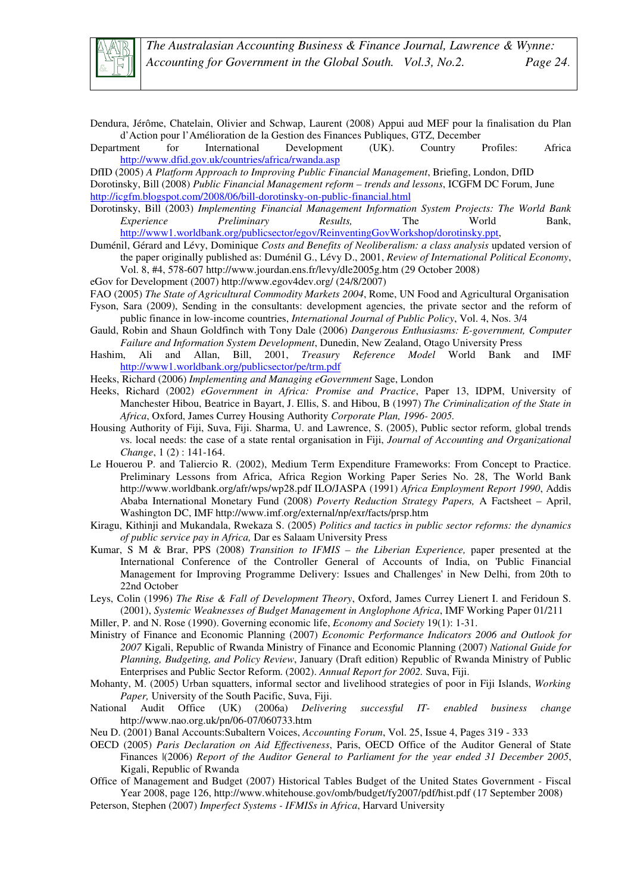Dendura, Jérôme, Chatelain, Olivier and Schwap, Laurent (2008) Appui aud MEF pour la finalisation du Plan d'Action pour l'Amélioration de la Gestion des Finances Publiques, GTZ, December

Department for International Development (UK). Country Profiles: Africa http://www.dfid.gov.uk/countries/africa/rwanda.asp

DfID (2005) *A Platform Approach to Improving Public Financial Management*, Briefing, London, DfID

Dorotinsky, Bill (2008) *Public Financial Management reform – trends and lessons*, ICGFM DC Forum, June http://icgfm.blogspot.com/2008/06/bill-dorotinsky-on-public-financial.html

Dorotinsky, Bill (2003) *Implementing Financial Management Information System Projects: The World Bank Experience Preliminary Results,* The World Bank, http://www1.worldbank.org/publicsector/egov/ReinventingGovWorkshop/dorotinsky.ppt,

Duménil, Gérard and Lévy, Dominique *Costs and Benefits of Neoliberalism: a class analysis* updated version of the paper originally published as: Duménil G., Lévy D., 2001, *Review of International Political Economy*, Vol. 8, #4, 578-607 http://www.jourdan.ens.fr/levy/dle2005g.htm (29 October 2008)

eGov for Development (2007) http://www.egov4dev.org/ (24/8/2007)

FAO (2005) *The State of Agricultural Commodity Markets 2004*, Rome, UN Food and Agricultural Organisation

Fyson, Sara (2009), Sending in the consultants: development agencies, the private sector and the reform of public finance in low-income countries, *International Journal of Public Policy*, Vol. 4, Nos. 3/4

Gauld, Robin and Shaun Goldfinch with Tony Dale (2006) *Dangerous Enthusiasms: E-government, Computer Failure and Information System Development*, Dunedin, New Zealand, Otago University Press

Hashim, Ali and Allan, Bill, 2001, *Treasury Reference Model* World Bank and IMF http://www1.worldbank.org/publicsector/pe/trm.pdf

Heeks, Richard (2006) *Implementing and Managing eGovernment* Sage, London

Heeks, Richard (2002) *eGovernment in Africa: Promise and Practice*, Paper 13, IDPM, University of Manchester Hibou, Beatrice in Bayart, J. Ellis, S. and Hibou, B (1997) *The Criminalization of the State in Africa*, Oxford, James Currey Housing Authority *Corporate Plan, 1996- 2005.*

Housing Authority of Fiji, Suva, Fiji. Sharma, U. and Lawrence, S. (2005), Public sector reform, global trends vs. local needs: the case of a state rental organisation in Fiji, *Journal of Accounting and Organizational Change*, 1 (2) : 141-164.

Le Houerou P. and Taliercio R. (2002), Medium Term Expenditure Frameworks: From Concept to Practice. Preliminary Lessons from Africa, Africa Region Working Paper Series No. 28, The World Bank http://www.worldbank.org/afr/wps/wp28.pdf ILO/JASPA (1991) *Africa Employment Report 1990*, Addis Ababa International Monetary Fund (2008) *Poverty Reduction Strategy Papers,* A Factsheet – April, Washington DC, IMF http://www.imf.org/external/np/exr/facts/prsp.htm

Kiragu, Kithinji and Mukandala, Rwekaza S. (2005) *Politics and tactics in public sector reforms: the dynamics of public service pay in Africa,* Dar es Salaam University Press

Kumar, S M & Brar, PPS (2008) *Transition to IFMIS – the Liberian Experience,* paper presented at the International Conference of the Controller General of Accounts of India, on 'Public Financial Management for Improving Programme Delivery: Issues and Challenges' in New Delhi, from 20th to 22nd October

Leys, Colin (1996) *The Rise & Fall of Development Theory*, Oxford, James Currey Lienert I. and Feridoun S. (2001), *Systemic Weaknesses of Budget Management in Anglophone Africa*, IMF Working Paper 01/211

Miller, P. and N. Rose (1990). Governing economic life, *Economy and Society* 19(1): 1-31.

Ministry of Finance and Economic Planning (2007) *Economic Performance Indicators 2006 and Outlook for 2007* Kigali, Republic of Rwanda Ministry of Finance and Economic Planning (2007) *National Guide for Planning, Budgeting, and Policy Review*, January (Draft edition) Republic of Rwanda Ministry of Public Enterprises and Public Sector Reform. (2002). *Annual Report for 2002.* Suva, Fiji.

Mohanty, M. (2005) Urban squatters, informal sector and livelihood strategies of poor in Fiji Islands, *Working Paper,* University of the South Pacific, Suva, Fiji.

National Audit Office (UK) (2006a) *Delivering successful IT- enabled business change* http://www.nao.org.uk/pn/06-07/060733.htm

Neu D. (2001) Banal Accounts:Subaltern Voices, *Accounting Forum*, Vol. 25, Issue 4, Pages 319 - 333

OECD (2005) *Paris Declaration on Aid Effectiveness*, Paris, OECD Office of the Auditor General of State Finances |(2006) *Report of the Auditor General to Parliament for the year ended 31 December 2005*, Kigali, Republic of Rwanda

Office of Management and Budget (2007) Historical Tables Budget of the United States Government - Fiscal Year 2008, page 126, http://www.whitehouse.gov/omb/budget/fy2007/pdf/hist.pdf (17 September 2008)

Peterson, Stephen (2007) *Imperfect Systems - IFMISs in Africa*, Harvard University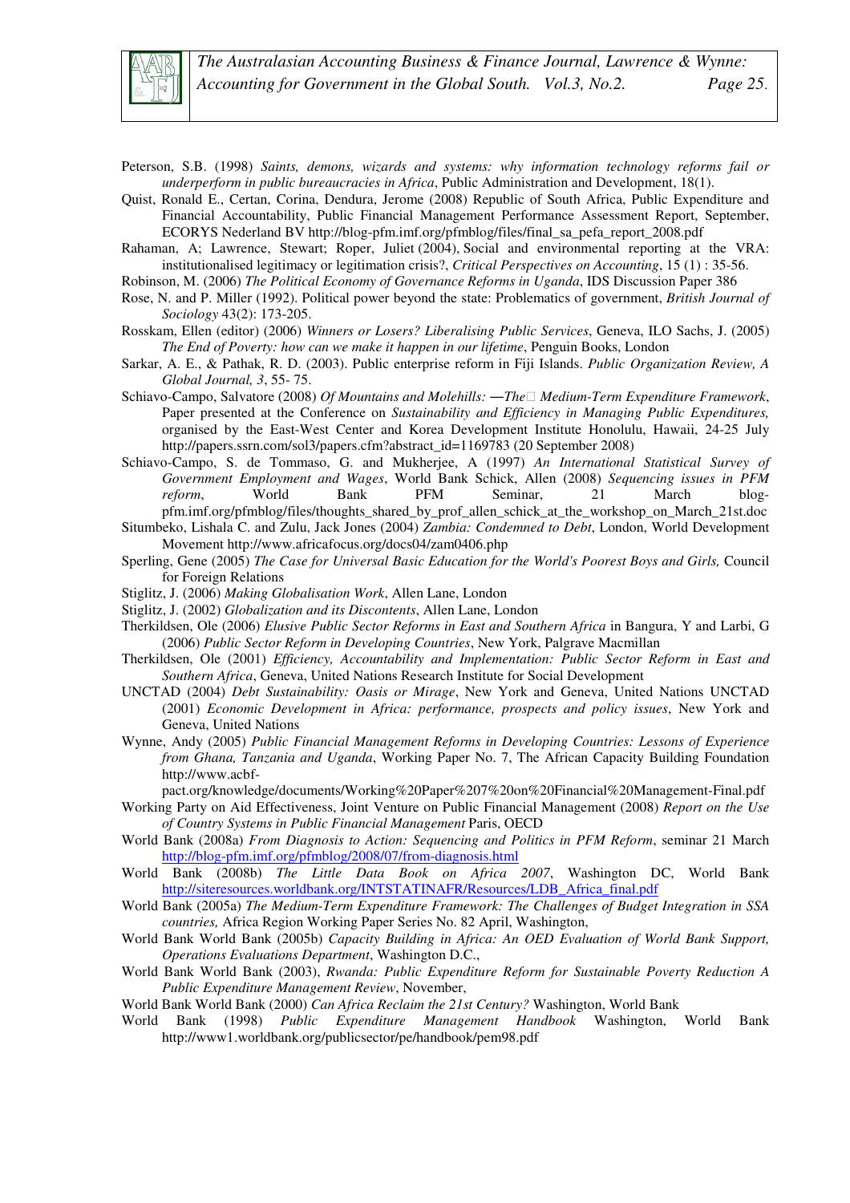Peterson, S.B. (1998) *Saints, demons, wizards and systems: why information technology reforms fail or underperform in public bureaucracies in Africa*, Public Administration and Development, 18(1).

Quist, Ronald E., Certan, Corina, Dendura, Jerome (2008) Republic of South Africa, Public Expenditure and Financial Accountability, Public Financial Management Performance Assessment Report, September, ECORYS Nederland BV http://blog-pfm.imf.org/pfmblog/files/final_sa_pefa_report_2008.pdf

Rahaman, A; Lawrence, Stewart; Roper, Juliet (2004), Social and environmental reporting at the VRA: institutionalised legitimacy or legitimation crisis?, *Critical Perspectives on Accounting*, 15 (1) : 35-56.

Robinson, M. (2006) *The Political Economy of Governance Reforms in Uganda*, IDS Discussion Paper 386

Rose, N. and P. Miller (1992). Political power beyond the state: Problematics of government, *British Journal of Sociology* 43(2): 173-205.

Rosskam, Ellen (editor) (2006) *Winners or Losers? Liberalising Public Services*, Geneva, ILO Sachs, J. (2005) *The End of Poverty: how can we make it happen in our lifetime*, Penguin Books, London

Sarkar, A. E., & Pathak, R. D. (2003). Public enterprise reform in Fiji Islands. *Public Organization Review, A Global Journal, 3*, 55- 75.

Schiavo-Campo, Salvatore (2008) *Of Mountains and Molehills: ―The□ Medium-Term Expenditure Framework*, Paper presented at the Conference on *Sustainability and Efficiency in Managing Public Expenditures,* organised by the East-West Center and Korea Development Institute Honolulu, Hawaii, 24-25 July http://papers.ssrn.com/sol3/papers.cfm?abstract_id=1169783 (20 September 2008)

Schiavo-Campo, S. de Tommaso, G. and Mukherjee, A (1997) *An International Statistical Survey of Government Employment and Wages*, World Bank Schick, Allen (2008) *Sequencing issues in PFM reform*, World Bank PFM Seminar, 21 March blog-pfm.imf.org/pfmblog/files/thoughts_shared_by_prof_allen_schick_at_the_workshop_on_March_21st.doc

Situmbeko, Lishala C. and Zulu, Jack Jones (2004) *Zambia: Condemned to Debt*, London, World Development Movement http://www.africafocus.org/docs04/zam0406.php

Sperling, Gene (2005) *The Case for Universal Basic Education for the World's Poorest Boys and Girls,* Council for Foreign Relations

Stiglitz, J. (2006) *Making Globalisation Work*, Allen Lane, London

Stiglitz, J. (2002) *Globalization and its Discontents*, Allen Lane, London

Therkildsen, Ole (2006) *Elusive Public Sector Reforms in East and Southern Africa* in Bangura, Y and Larbi, G (2006) *Public Sector Reform in Developing Countries*, New York, Palgrave Macmillan

Therkildsen, Ole (2001) *Efficiency, Accountability and Implementation: Public Sector Reform in East and Southern Africa*, Geneva, United Nations Research Institute for Social Development

UNCTAD (2004) *Debt Sustainability: Oasis or Mirage*, New York and Geneva, United Nations UNCTAD (2001) *Economic Development in Africa: performance, prospects and policy issues*, New York and Geneva, United Nations

Wynne, Andy (2005) *Public Financial Management Reforms in Developing Countries: Lessons of Experience from Ghana, Tanzania and Uganda*, Working Paper No. 7, The African Capacity Building Foundation http://www.acbf-pact.org/knowledge/documents/Working%20Paper%207%20on%20Financial%20Management-Final.pdf

Working Party on Aid Effectiveness, Joint Venture on Public Financial Management (2008) *Report on the Use of Country Systems in Public Financial Management* Paris, OECD

World Bank (2008a) *From Diagnosis to Action: Sequencing and Politics in PFM Reform*, seminar 21 March http://blog-pfm.imf.org/pfmblog/2008/07/from-diagnosis.html

World Bank (2008b) *The Little Data Book on Africa 2007*, Washington DC, World Bank http://siteresources.worldbank.org/INTSTATINAFR/Resources/LDB_Africa_final.pdf

World Bank (2005a) *The Medium-Term Expenditure Framework: The Challenges of Budget Integration in SSA countries,* Africa Region Working Paper Series No. 82 April, Washington,

World Bank World Bank (2005b) *Capacity Building in Africa: An OED Evaluation of World Bank Support, Operations Evaluations Department*, Washington D.C.,

World Bank World Bank (2003), *Rwanda: Public Expenditure Reform for Sustainable Poverty Reduction A Public Expenditure Management Review*, November,

World Bank World Bank (2000) *Can Africa Reclaim the 21st Century?* Washington, World Bank

World Bank (1998) *Public Expenditure Management Handbook* Washington, World Bank http://www1.worldbank.org/publicsector/pe/handbook/pem98.pdf